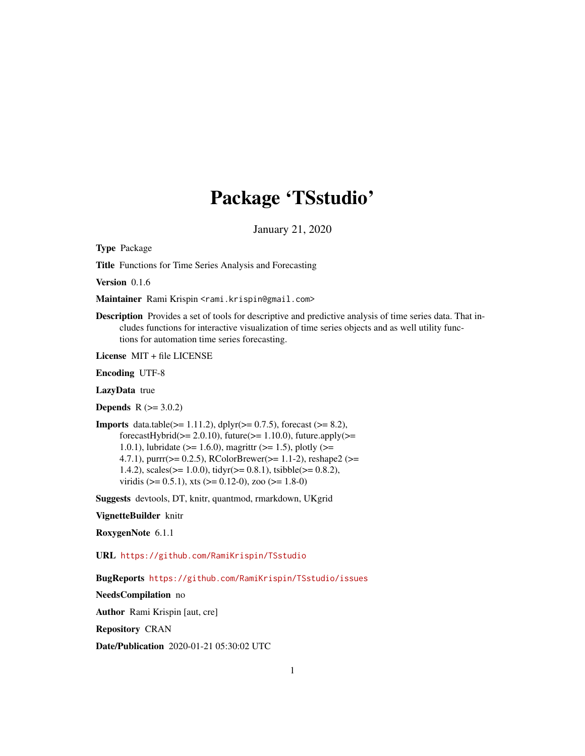# Package 'TSstudio'

January 21, 2020

**Type** Package

**Title** Functions for Time Series Analysis and Forecasting

**Version** 0.1.6

**Maintainer** Rami Krispin <rami.krispin@gmail.com>

**Description** Provides a set of tools for descriptive and predictive analysis of time series data. That includes functions for interactive visualization of time series objects and as well utility functions for automation time series forecasting.

**License** MIT + file LICENSE

**Encoding** UTF-8

**LazyData** true

**Depends** R (>= 3.0.2)

**Imports** data.table(>= 1.11.2), dplyr(>= 0.7.5), forecast (>= 8.2), forecastHybrid(>= 2.0.10), future(>= 1.10.0), future.apply(>= 1.0.1), lubridate (>= 1.6.0), magrittr (>= 1.5), plotly (>= 4.7.1), purrr(>= 0.2.5), RColorBrewer(>= 1.1-2), reshape2 (>= 1.4.2), scales(>= 1.0.0), tidyr(>= 0.8.1), tsibble(>= 0.8.2), viridis (>= 0.5.1), xts (>= 0.12-0), zoo (>= 1.8-0)

**Suggests** devtools, DT, knitr, quantmod, rmarkdown, UKgrid

**VignetteBuilder** knitr

**RoxygenNote** 6.1.1

**URL** https://github.com/RamiKrispin/TSstudio

**BugReports** https://github.com/RamiKrispin/TSstudio/issues

**NeedsCompilation** no

**Author** Rami Krispin [aut, cre]

**Repository** CRAN

**Date/Publication** 2020-01-21 05:30:02 UTC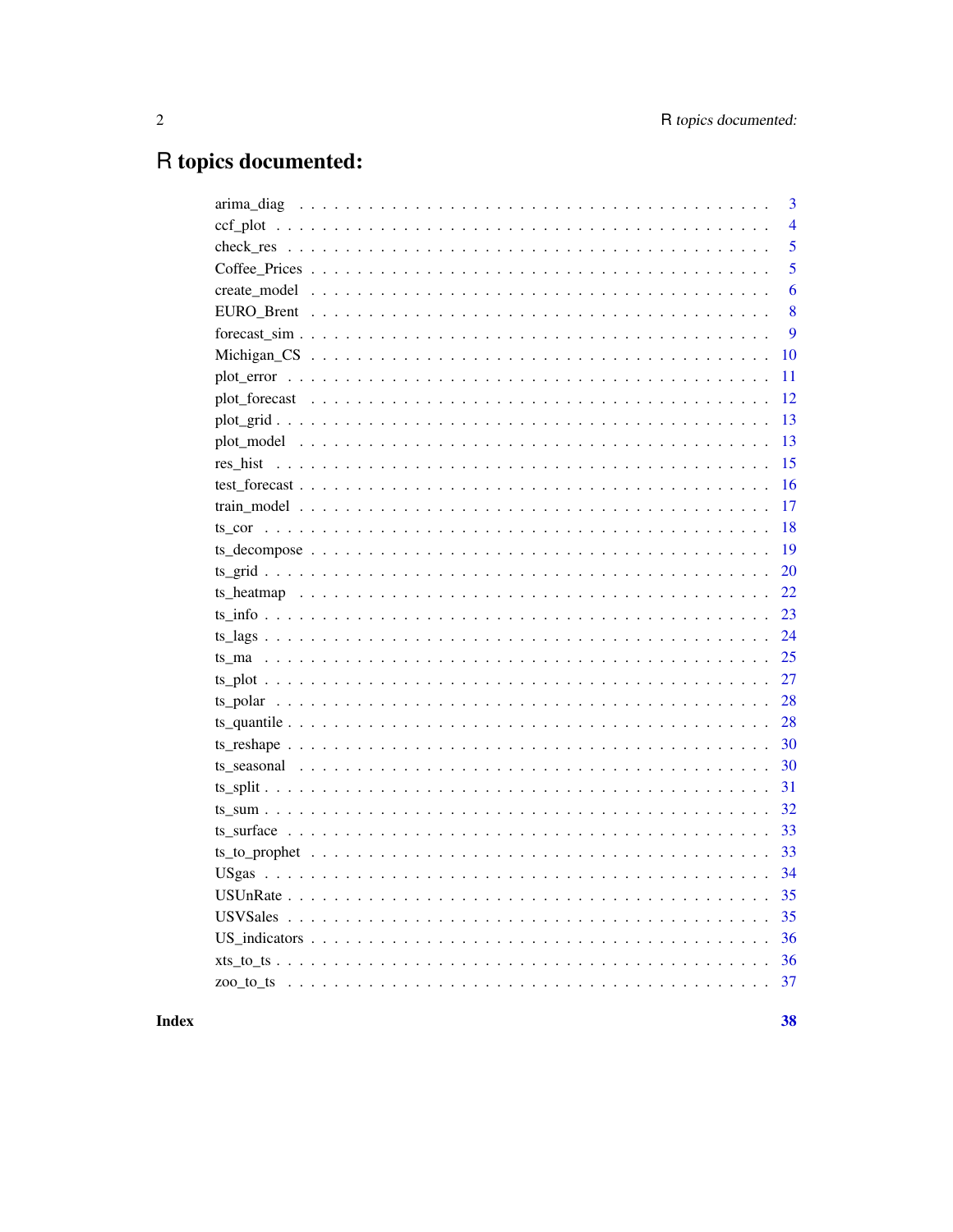# R topics documented:

| | |
|---|---|
| arima_diag | 3 |
| ccf_plot | 4 |
| check_res | 5 |
| Coffee_Prices | 5 |
| create_model | 6 |
| EURO_Brent | 8 |
| forecast_sim | 9 |
| Michigan_CS | 10 |
| plot_error | 11 |
| plot_forecast | 12 |
| plot_grid | 13 |
| plot_model | 13 |
| res_hist | 15 |
| test_forecast | 16 |
| train_model | 17 |
| ts_cor | 18 |
| ts_decompose | 19 |
| ts_grid | 20 |
| ts_heatmap | 22 |
| ts_info | 23 |
| ts_lags | 24 |
| ts_ma | 25 |
| ts_plot | 27 |
| ts_polar | 28 |
| ts_quantile | 28 |
| ts_reshape | 30 |
| ts_seasonal | 30 |
| ts_split | 31 |
| ts_sum | 32 |
| ts_surface | 33 |
| ts_to_prophet | 33 |
| USgas | 34 |
| USUnRate | 35 |
| USVSales | 35 |
| US_indicators | 36 |
| xts_to_ts | 36 |
| zoo_to_ts | 37 |

**Index** **38**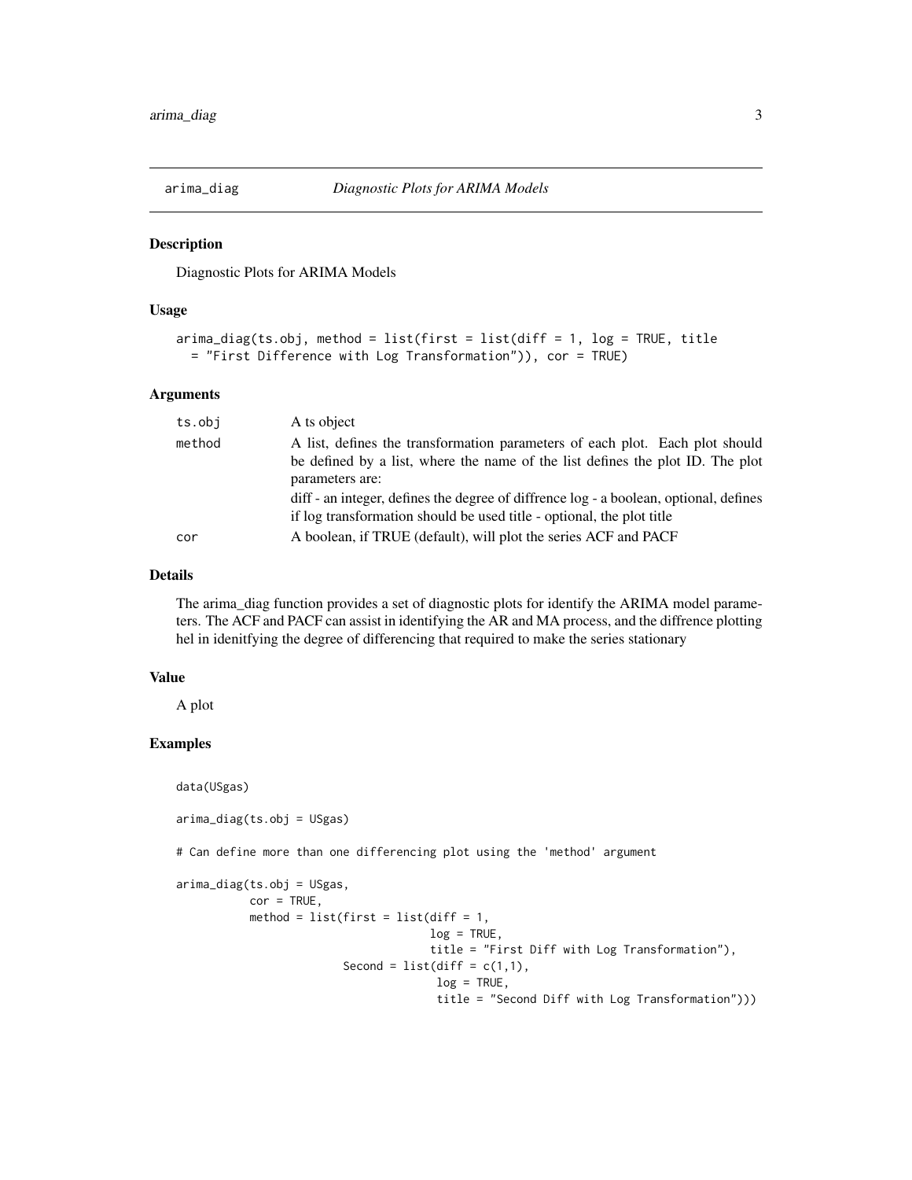## arima_diag *Diagnostic Plots for ARIMA Models*

### Description

Diagnostic Plots for ARIMA Models

### Usage

```
arima_diag(ts.obj, method = list(first = list(diff = 1, log = TRUE, title
  = "First Difference with Log Transformation")), cor = TRUE)
```

### Arguments

| | |
|---|---|
| ts.obj | A ts object |
| method | A list, defines the transformation parameters of each plot. Each plot should be defined by a list, where the name of the list defines the plot ID. The plot parameters are:<br>diff - an integer, defines the degree of diffrence log - a boolean, optional, defines if log transformation should be used title - optional, the plot title |
| cor | A boolean, if TRUE (default), will plot the series ACF and PACF |

### Details

The arima_diag function provides a set of diagnostic plots for identify the ARIMA model parameters. The ACF and PACF can assist in identifying the AR and MA process, and the diffrence plotting hel in idenitfying the degree of differencing that required to make the series stationary

### Value

A plot

### Examples

```
data(USgas)

arima_diag(ts.obj = USgas)

# Can define more than one differencing plot using the 'method' argument

arima_diag(ts.obj = USgas,
           cor = TRUE,
           method = list(first = list(diff = 1,
                                      log = TRUE,
                                      title = "First Diff with Log Transformation"),
                         Second = list(diff = c(1,1),
                                       log = TRUE,
                                       title = "Second Diff with Log Transformation")))
```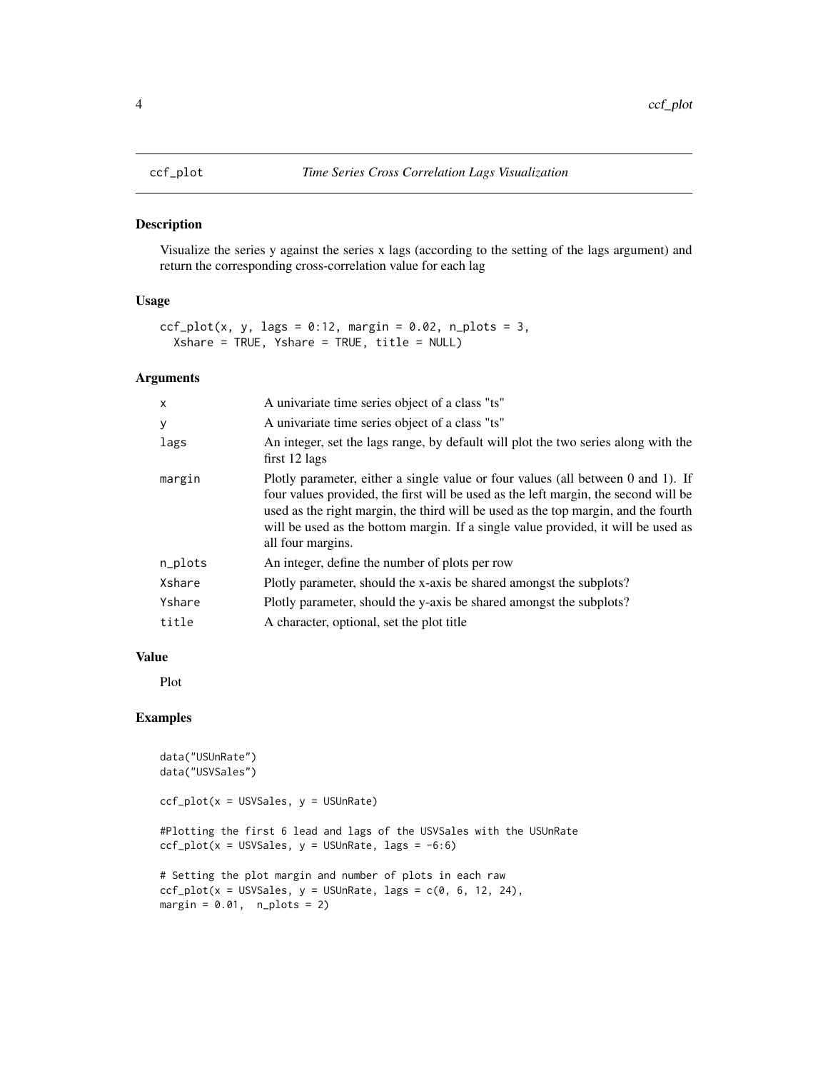# ccf_plot — *Time Series Cross Correlation Lags Visualization*

## Description

Visualize the series y against the series x lags (according to the setting of the lags argument) and return the corresponding cross-correlation value for each lag

## Usage

```
ccf_plot(x, y, lags = 0:12, margin = 0.02, n_plots = 3,
  Xshare = TRUE, Yshare = TRUE, title = NULL)
```

## Arguments

| | |
|---|---|
| x | A univariate time series object of a class "ts" |
| y | A univariate time series object of a class "ts" |
| lags | An integer, set the lags range, by default will plot the two series along with the first 12 lags |
| margin | Plotly parameter, either a single value or four values (all between 0 and 1). If four values provided, the first will be used as the left margin, the second will be used as the right margin, the third will be used as the top margin, and the fourth will be used as the bottom margin. If a single value provided, it will be used as all four margins. |
| n_plots | An integer, define the number of plots per row |
| Xshare | Plotly parameter, should the x-axis be shared amongst the subplots? |
| Yshare | Plotly parameter, should the y-axis be shared amongst the subplots? |
| title | A character, optional, set the plot title |

## Value

Plot

## Examples

```
data("USUnRate")
data("USVSales")

ccf_plot(x = USVSales, y = USUnRate)

#Plotting the first 6 lead and lags of the USVSales with the USUnRate
ccf_plot(x = USVSales, y = USUnRate, lags = -6:6)

# Setting the plot margin and number of plots in each raw
ccf_plot(x = USVSales, y = USUnRate, lags = c(0, 6, 12, 24),
margin = 0.01,  n_plots = 2)
```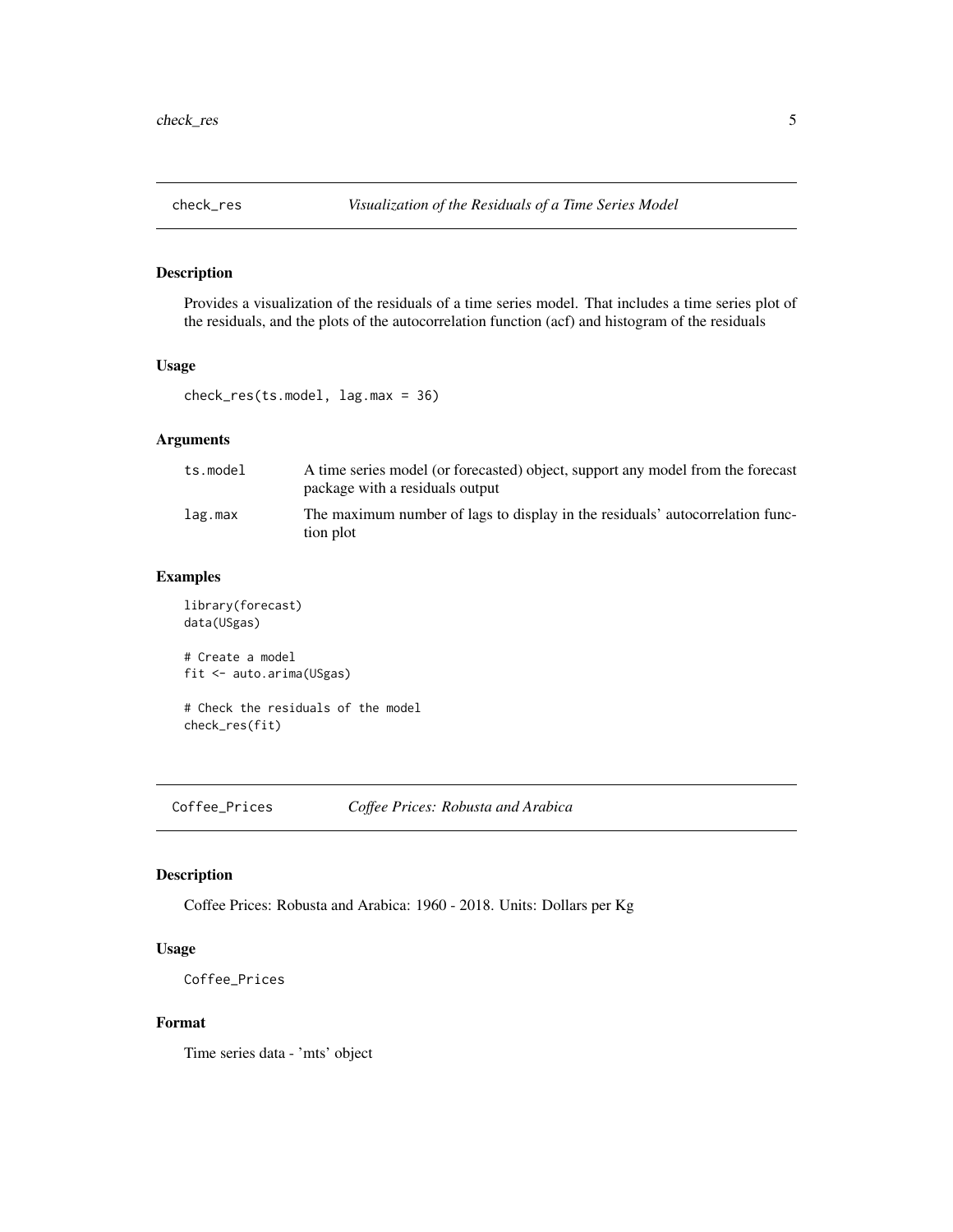## check_res — *Visualization of the Residuals of a Time Series Model*

### Description

Provides a visualization of the residuals of a time series model. That includes a time series plot of the residuals, and the plots of the autocorrelation function (acf) and histogram of the residuals

### Usage

```
check_res(ts.model, lag.max = 36)
```

### Arguments

| | |
|---|---|
| ts.model | A time series model (or forecasted) object, support any model from the forecast package with a residuals output |
| lag.max | The maximum number of lags to display in the residuals' autocorrelation function plot |

### Examples

```
library(forecast)
data(USgas)

# Create a model
fit <- auto.arima(USgas)

# Check the residuals of the model
check_res(fit)
```

## Coffee_Prices — *Coffee Prices: Robusta and Arabica*

### Description

Coffee Prices: Robusta and Arabica: 1960 - 2018. Units: Dollars per Kg

### Usage

```
Coffee_Prices
```

### Format

Time series data - 'mts' object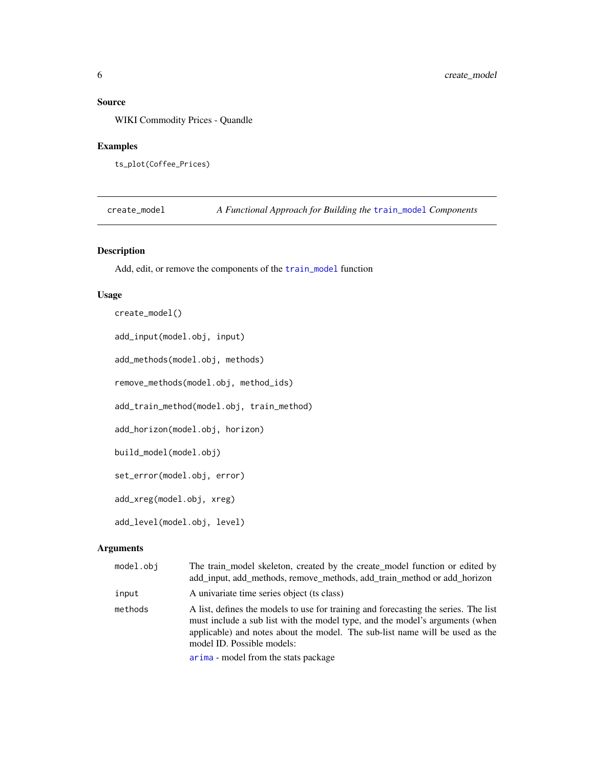### Source

WIKI Commodity Prices - Quandle

### Examples

```
ts_plot(Coffee_Prices)
```

---

## create_model — *A Functional Approach for Building the train_model Components*

### Description

Add, edit, or remove the components of the train_model function

### Usage

```
create_model()

add_input(model.obj, input)

add_methods(model.obj, methods)

remove_methods(model.obj, method_ids)

add_train_method(model.obj, train_method)

add_horizon(model.obj, horizon)

build_model(model.obj)

set_error(model.obj, error)

add_xreg(model.obj, xreg)

add_level(model.obj, level)
```

### Arguments

| | |
|---|---|
| model.obj | The train_model skeleton, created by the create_model function or edited by add_input, add_methods, remove_methods, add_train_method or add_horizon |
| input | A univariate time series object (ts class) |
| methods | A list, defines the models to use for training and forecasting the series. The list must include a sub list with the model type, and the model's arguments (when applicable) and notes about the model. The sub-list name will be used as the model ID. Possible models:<br>arima - model from the stats package |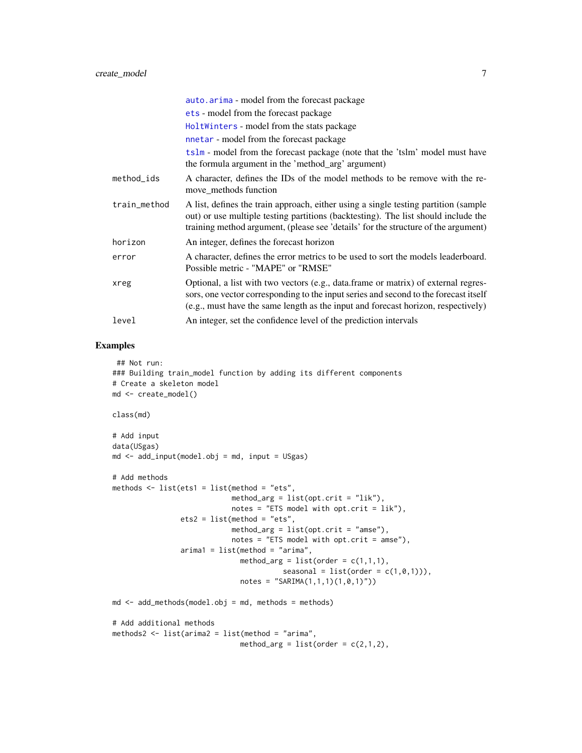- `auto.arima` - model from the forecast package
- `ets` - model from the forecast package
- `HoltWinters` - model from the stats package
- `nnetar` - model from the forecast package
- `tslm` - model from the forecast package (note that the 'tslm' model must have the formula argument in the 'method_arg' argument)

| | |
|---|---|
| `method_ids` | A character, defines the IDs of the model methods to be remove with the remove_methods function |
| `train_method` | A list, defines the train approach, either using a single testing partition (sample out) or use multiple testing partitions (backtesting). The list should include the training method argument, (please see 'details' for the structure of the argument) |
| `horizon` | An integer, defines the forecast horizon |
| `error` | A character, defines the error metrics to be used to sort the models leaderboard. Possible metric - "MAPE" or "RMSE" |
| `xreg` | Optional, a list with two vectors (e.g., data.frame or matrix) of external regressors, one vector corresponding to the input series and second to the forecast itself (e.g., must have the same length as the input and forecast horizon, respectively) |
| `level` | An integer, set the confidence level of the prediction intervals |

## Examples

```
 ## Not run:
### Building train_model function by adding its different components
# Create a skeleton model
md <- create_model()

class(md)

# Add input
data(USgas)
md <- add_input(model.obj = md, input = USgas)

# Add methods
methods <- list(ets1 = list(method = "ets",
                            method_arg = list(opt.crit = "lik"),
                            notes = "ETS model with opt.crit = lik"),
                ets2 = list(method = "ets",
                            method_arg = list(opt.crit = "amse"),
                            notes = "ETS model with opt.crit = amse"),
                arima1 = list(method = "arima",
                              method_arg = list(order = c(1,1,1),
                                        seasonal = list(order = c(1,0,1))),
                              notes = "SARIMA(1,1,1)(1,0,1)"))

md <- add_methods(model.obj = md, methods = methods)

# Add additional methods
methods2 <- list(arima2 = list(method = "arima",
                              method_arg = list(order = c(2,1,2),
```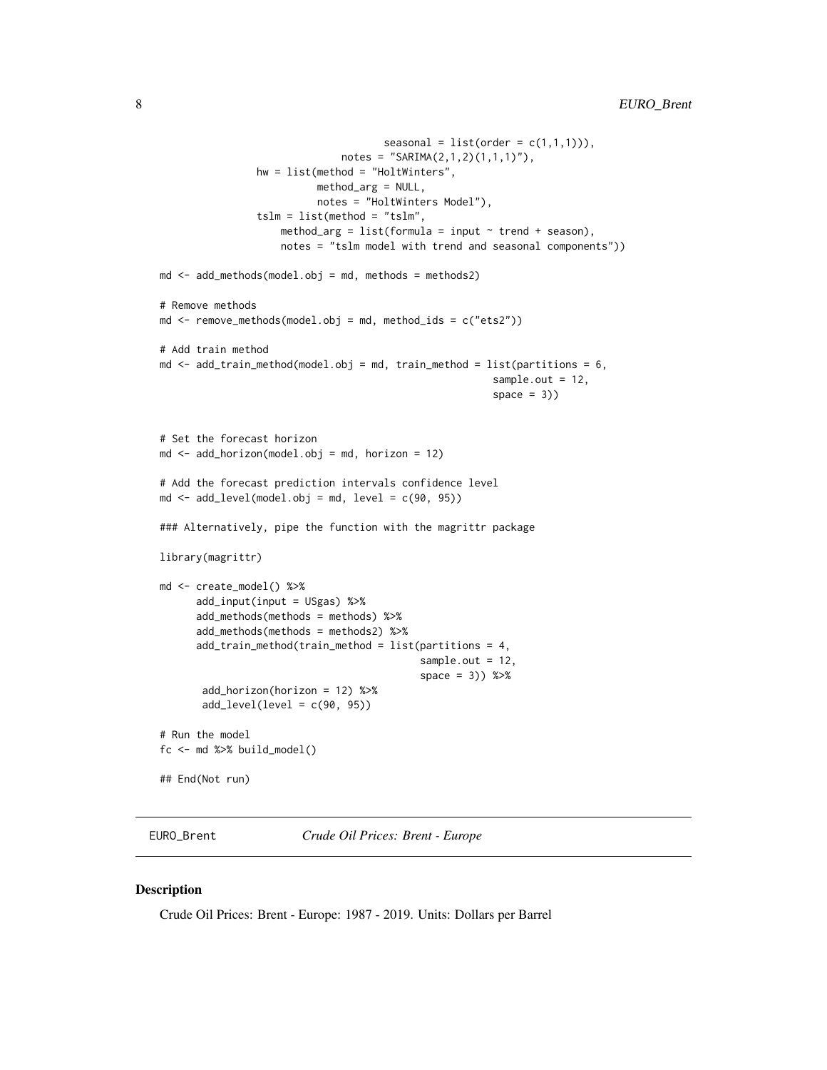```
                                 seasonal = list(order = c(1,1,1))),
                         notes = "SARIMA(2,1,2)(1,1,1)"),
                hw = list(method = "HoltWinters",
                          method_arg = NULL,
                          notes = "HoltWinters Model"),
                tslm = list(method = "tslm",
                    method_arg = list(formula = input ~ trend + season),
                    notes = "tslm model with trend and seasonal components"))

md <- add_methods(model.obj = md, methods = methods2)

# Remove methods
md <- remove_methods(model.obj = md, method_ids = c("ets2"))

# Add train method
md <- add_train_method(model.obj = md, train_method = list(partitions = 6,
                                                          sample.out = 12,
                                                          space = 3))


# Set the forecast horizon
md <- add_horizon(model.obj = md, horizon = 12)

# Add the forecast prediction intervals confidence level
md <- add_level(model.obj = md, level = c(90, 95))

### Alternatively, pipe the function with the magrittr package

library(magrittr)

md <- create_model() %>%
      add_input(input = USgas) %>%
      add_methods(methods = methods) %>%
      add_methods(methods = methods2) %>%
      add_train_method(train_method = list(partitions = 4,
                                           sample.out = 12,
                                           space = 3)) %>%
       add_horizon(horizon = 12) %>%
       add_level(level = c(90, 95))

# Run the model
fc <- md %>% build_model()

## End(Not run)
```

---

EURO_Brent    *Crude Oil Prices: Brent - Europe*

---

### Description

Crude Oil Prices: Brent - Europe: 1987 - 2019. Units: Dollars per Barrel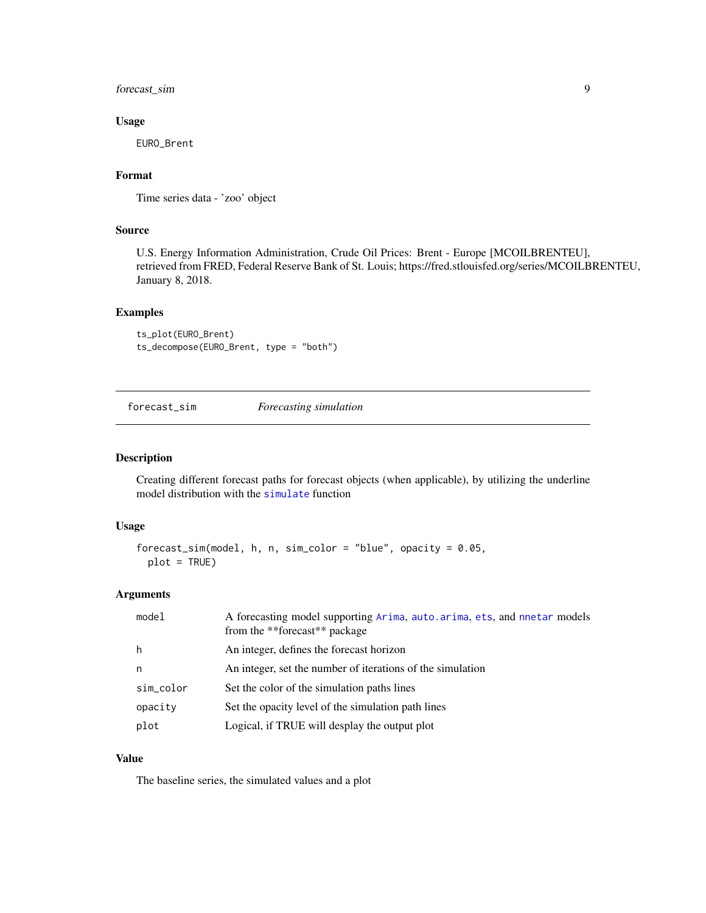### Usage

```
EURO_Brent
```

### Format

Time series data - 'zoo' object

### Source

U.S. Energy Information Administration, Crude Oil Prices: Brent - Europe [MCOILBRENTEU], retrieved from FRED, Federal Reserve Bank of St. Louis; https://fred.stlouisfed.org/series/MCOILBRENTEU, January 8, 2018.

### Examples

```
ts_plot(EURO_Brent)
ts_decompose(EURO_Brent, type = "both")
```

## forecast_sim    *Forecasting simulation*

### Description

Creating different forecast paths for forecast objects (when applicable), by utilizing the underline model distribution with the simulate function

### Usage

```
forecast_sim(model, h, n, sim_color = "blue", opacity = 0.05,
  plot = TRUE)
```

### Arguments

| | |
|---|---|
| model | A forecasting model supporting Arima, auto.arima, ets, and nnetar models from the **forecast** package |
| h | An integer, defines the forecast horizon |
| n | An integer, set the number of iterations of the simulation |
| sim_color | Set the color of the simulation paths lines |
| opacity | Set the opacity level of the simulation path lines |
| plot | Logical, if TRUE will desplay the output plot |

### Value

The baseline series, the simulated values and a plot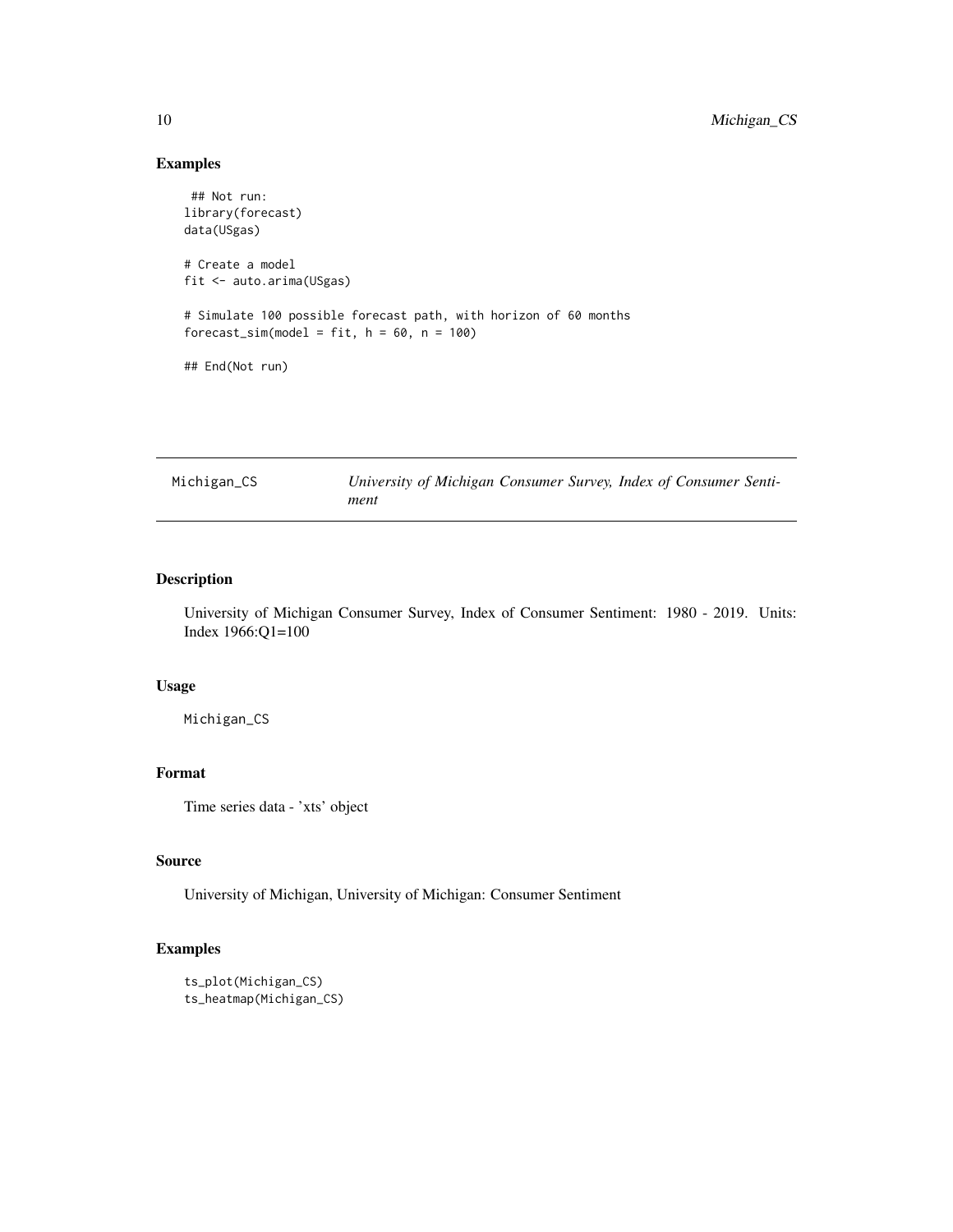## Examples

```
## Not run:
library(forecast)
data(USgas)

# Create a model
fit <- auto.arima(USgas)

# Simulate 100 possible forecast path, with horizon of 60 months
forecast_sim(model = fit, h = 60, n = 100)

## End(Not run)
```

---

# Michigan_CS — *University of Michigan Consumer Survey, Index of Consumer Sentiment*

---

## Description

University of Michigan Consumer Survey, Index of Consumer Sentiment: 1980 - 2019. Units: Index 1966:Q1=100

## Usage

```
Michigan_CS
```

## Format

Time series data - 'xts' object

## Source

University of Michigan, University of Michigan: Consumer Sentiment

## Examples

```
ts_plot(Michigan_CS)
ts_heatmap(Michigan_CS)
```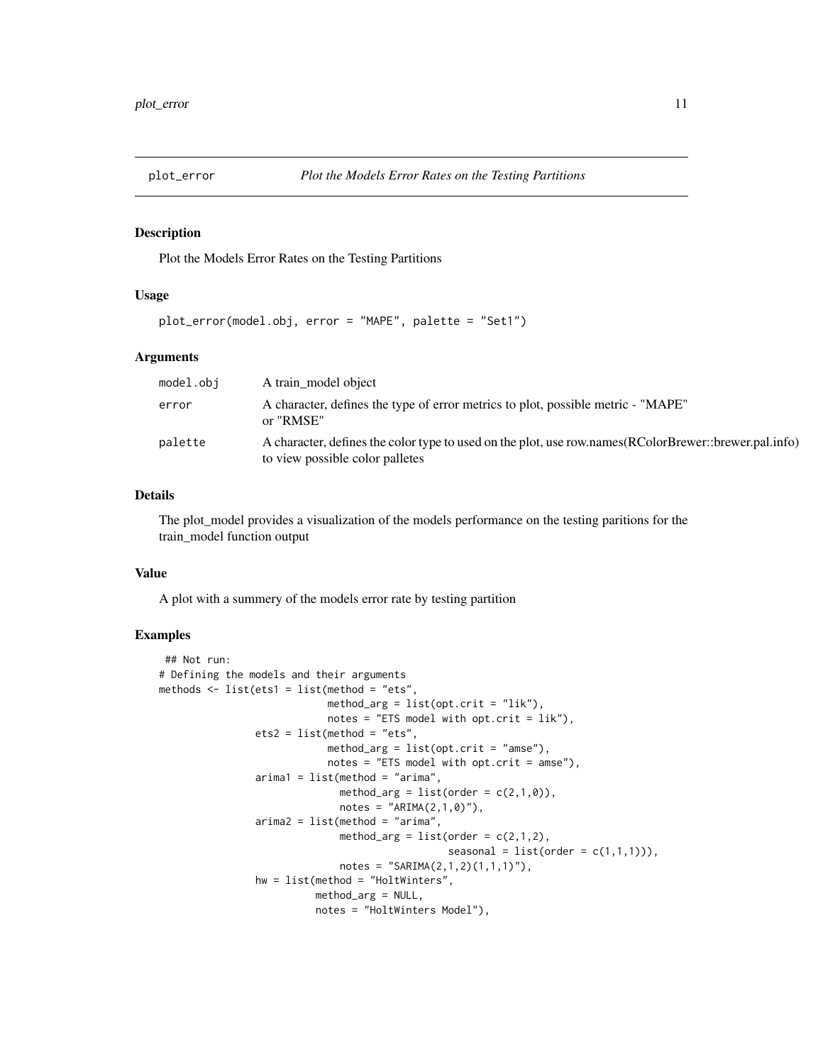## plot_error — *Plot the Models Error Rates on the Testing Partitions*

### Description

Plot the Models Error Rates on the Testing Partitions

### Usage

```
plot_error(model.obj, error = "MAPE", palette = "Set1")
```

### Arguments

| | |
|---|---|
| model.obj | A train_model object |
| error | A character, defines the type of error metrics to plot, possible metric - "MAPE" or "RMSE" |
| palette | A character, defines the color type to used on the plot, use row.names(RColorBrewer::brewer.pal.info) to view possible color palletes |

### Details

The plot_model provides a visualization of the models performance on the testing paritions for the train_model function output

### Value

A plot with a summery of the models error rate by testing partition

### Examples

```
 ## Not run:
# Defining the models and their arguments
methods <- list(ets1 = list(method = "ets",
                            method_arg = list(opt.crit = "lik"),
                            notes = "ETS model with opt.crit = lik"),
                ets2 = list(method = "ets",
                            method_arg = list(opt.crit = "amse"),
                            notes = "ETS model with opt.crit = amse"),
                arima1 = list(method = "arima",
                              method_arg = list(order = c(2,1,0)),
                              notes = "ARIMA(2,1,0)"),
                arima2 = list(method = "arima",
                              method_arg = list(order = c(2,1,2),
                                                seasonal = list(order = c(1,1,1))),
                              notes = "SARIMA(2,1,2)(1,1,1)"),
                hw = list(method = "HoltWinters",
                          method_arg = NULL,
                          notes = "HoltWinters Model"),
```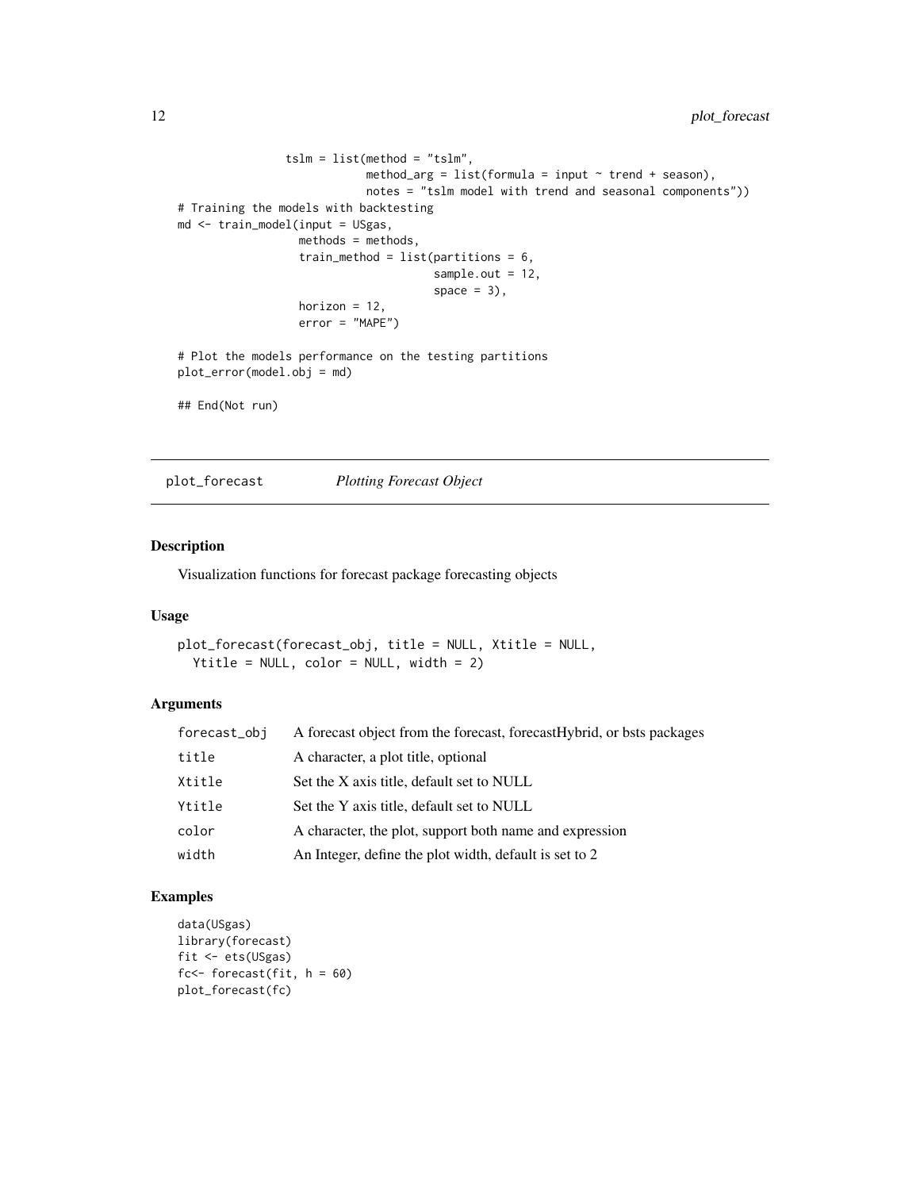```
               tslm = list(method = "tslm",
                           method_arg = list(formula = input ~ trend + season),
                           notes = "tslm model with trend and seasonal components"))
# Training the models with backtesting
md <- train_model(input = USgas,
                  methods = methods,
                  train_method = list(partitions = 6,
                                      sample.out = 12,
                                      space = 3),
                  horizon = 12,
                  error = "MAPE")

# Plot the models performance on the testing partitions
plot_error(model.obj = md)

## End(Not run)
```

## plot_forecast *Plotting Forecast Object*

### Description

Visualization functions for forecast package forecasting objects

### Usage

```
plot_forecast(forecast_obj, title = NULL, Xtitle = NULL,
  Ytitle = NULL, color = NULL, width = 2)
```

### Arguments

| | |
|---|---|
| forecast_obj | A forecast object from the forecast, forecastHybrid, or bsts packages |
| title | A character, a plot title, optional |
| Xtitle | Set the X axis title, default set to NULL |
| Ytitle | Set the Y axis title, default set to NULL |
| color | A character, the plot, support both name and expression |
| width | An Integer, define the plot width, default is set to 2 |

### Examples

```
data(USgas)
library(forecast)
fit <- ets(USgas)
fc<- forecast(fit, h = 60)
plot_forecast(fc)
```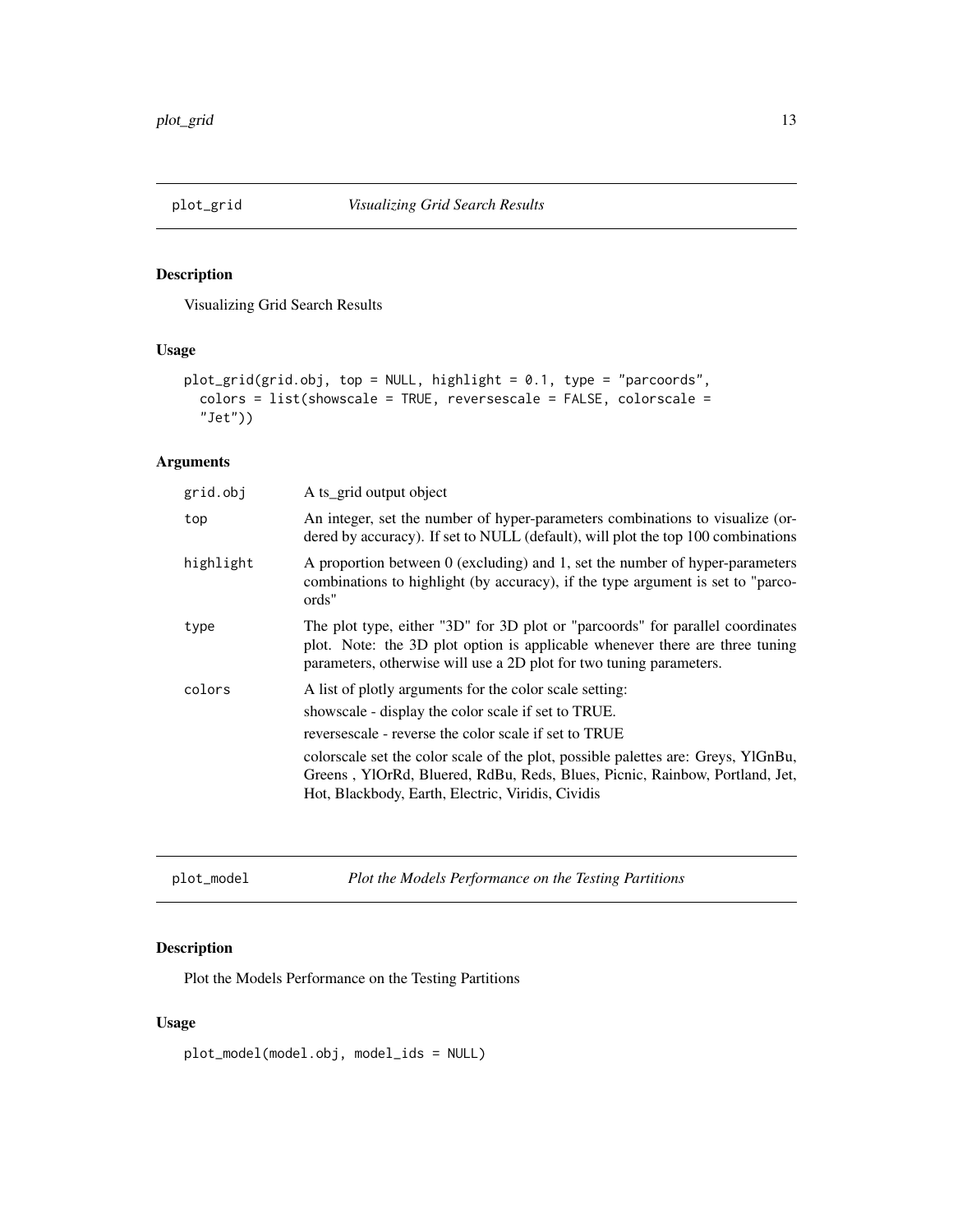## plot_grid *Visualizing Grid Search Results*

### Description

Visualizing Grid Search Results

### Usage

```
plot_grid(grid.obj, top = NULL, highlight = 0.1, type = "parcoords",
  colors = list(showscale = TRUE, reversescale = FALSE, colorscale =
  "Jet"))
```

### Arguments

| Argument | Description |
|---|---|
| grid.obj | A ts_grid output object |
| top | An integer, set the number of hyper-parameters combinations to visualize (ordered by accuracy). If set to NULL (default), will plot the top 100 combinations |
| highlight | A proportion between 0 (excluding) and 1, set the number of hyper-parameters combinations to highlight (by accuracy), if the type argument is set to "parcoords" |
| type | The plot type, either "3D" for 3D plot or "parcoords" for parallel coordinates plot. Note: the 3D plot option is applicable whenever there are three tuning parameters, otherwise will use a 2D plot for two tuning parameters. |
| colors | A list of plotly arguments for the color scale setting:<br>showscale - display the color scale if set to TRUE.<br>reversescale - reverse the color scale if set to TRUE<br>colorscale set the color scale of the plot, possible palettes are: Greys, YlGnBu, Greens , YlOrRd, Bluered, RdBu, Reds, Blues, Picnic, Rainbow, Portland, Jet, Hot, Blackbody, Earth, Electric, Viridis, Cividis |

## plot_model *Plot the Models Performance on the Testing Partitions*

### Description

Plot the Models Performance on the Testing Partitions

### Usage

```
plot_model(model.obj, model_ids = NULL)
```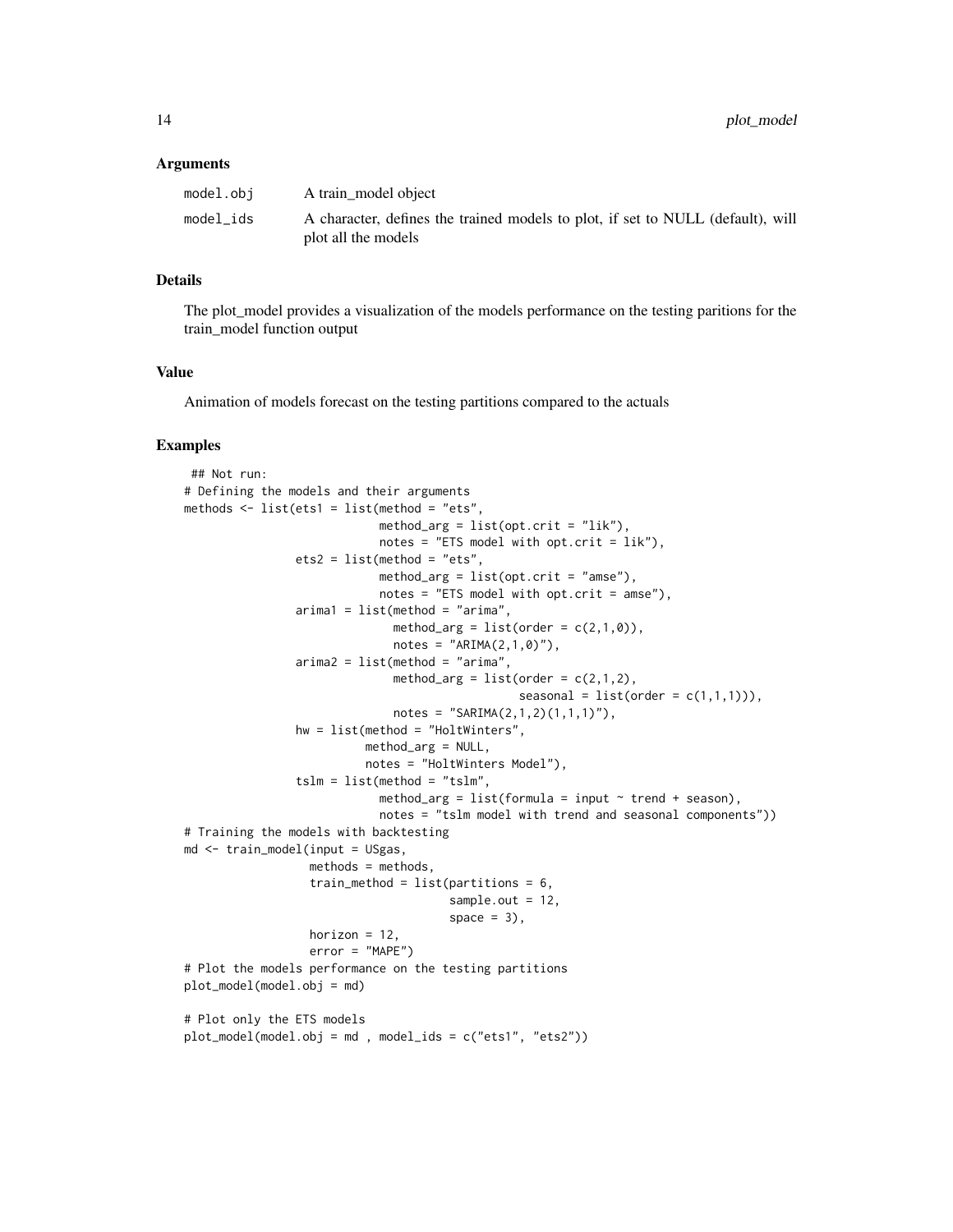### Arguments

| | |
|---|---|
| model.obj | A train_model object |
| model_ids | A character, defines the trained models to plot, if set to NULL (default), will plot all the models |

### Details

The plot_model provides a visualization of the models performance on the testing paritions for the train_model function output

### Value

Animation of models forecast on the testing partitions compared to the actuals

### Examples

```
 ## Not run:
# Defining the models and their arguments
methods <- list(ets1 = list(method = "ets",
                            method_arg = list(opt.crit = "lik"),
                            notes = "ETS model with opt.crit = lik"),
                ets2 = list(method = "ets",
                            method_arg = list(opt.crit = "amse"),
                            notes = "ETS model with opt.crit = amse"),
                arima1 = list(method = "arima",
                              method_arg = list(order = c(2,1,0)),
                              notes = "ARIMA(2,1,0)"),
                arima2 = list(method = "arima",
                              method_arg = list(order = c(2,1,2),
                                                seasonal = list(order = c(1,1,1))),
                              notes = "SARIMA(2,1,2)(1,1,1)"),
                hw = list(method = "HoltWinters",
                          method_arg = NULL,
                          notes = "HoltWinters Model"),
                tslm = list(method = "tslm",
                            method_arg = list(formula = input ~ trend + season),
                            notes = "tslm model with trend and seasonal components"))
# Training the models with backtesting
md <- train_model(input = USgas,
                  methods = methods,
                  train_method = list(partitions = 6,
                                      sample.out = 12,
                                      space = 3),
                  horizon = 12,
                  error = "MAPE")
# Plot the models performance on the testing partitions
plot_model(model.obj = md)

# Plot only the ETS models
plot_model(model.obj = md , model_ids = c("ets1", "ets2"))
```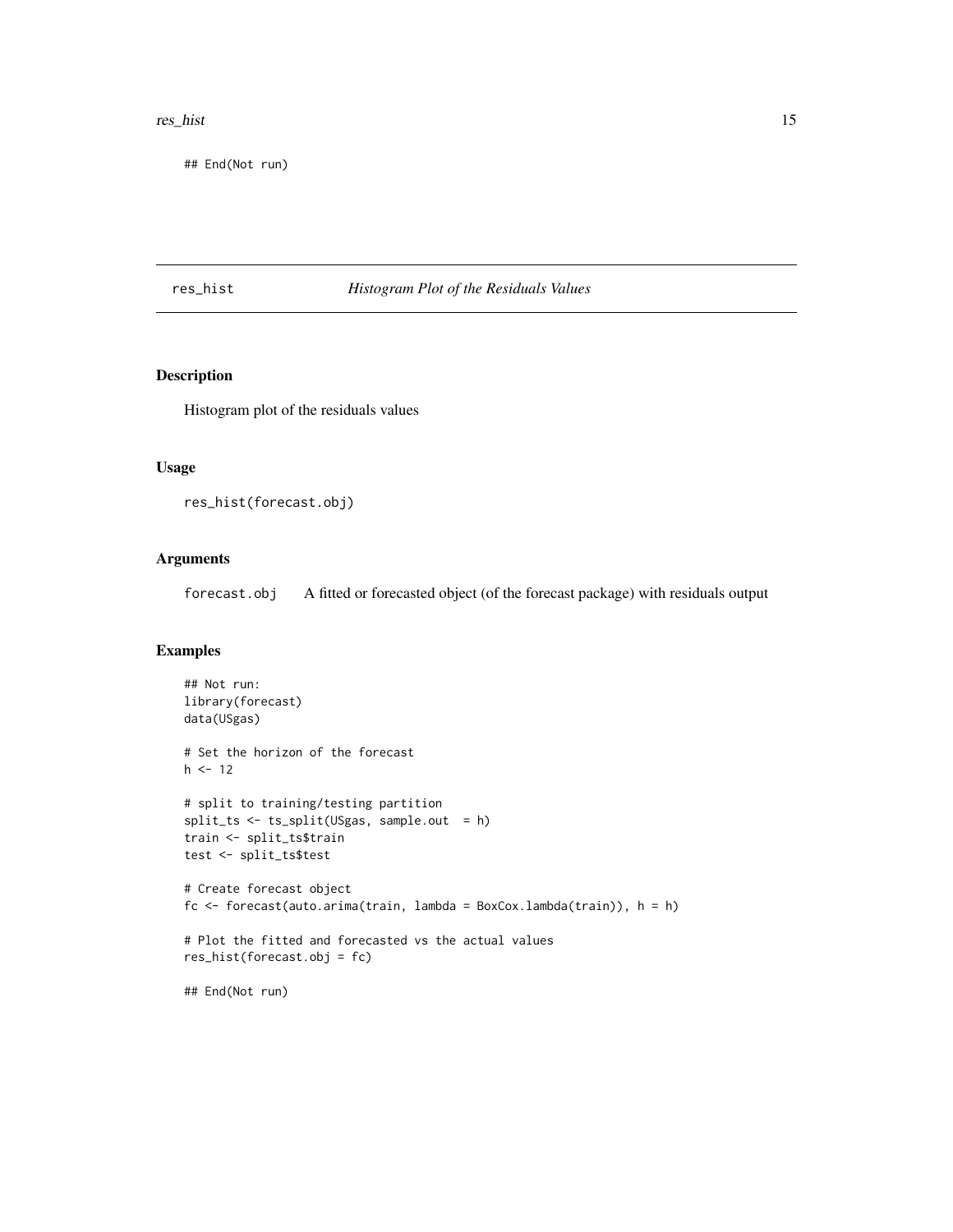```
## End(Not run)
```

## res_hist — *Histogram Plot of the Residuals Values*

### Description

Histogram plot of the residuals values

### Usage

```
res_hist(forecast.obj)
```

### Arguments

| | |
|---|---|
| forecast.obj | A fitted or forecasted object (of the forecast package) with residuals output |

### Examples

```
## Not run:
library(forecast)
data(USgas)

# Set the horizon of the forecast
h <- 12

# split to training/testing partition
split_ts <- ts_split(USgas, sample.out  = h)
train <- split_ts$train
test <- split_ts$test

# Create forecast object
fc <- forecast(auto.arima(train, lambda = BoxCox.lambda(train)), h = h)

# Plot the fitted and forecasted vs the actual values
res_hist(forecast.obj = fc)

## End(Not run)
```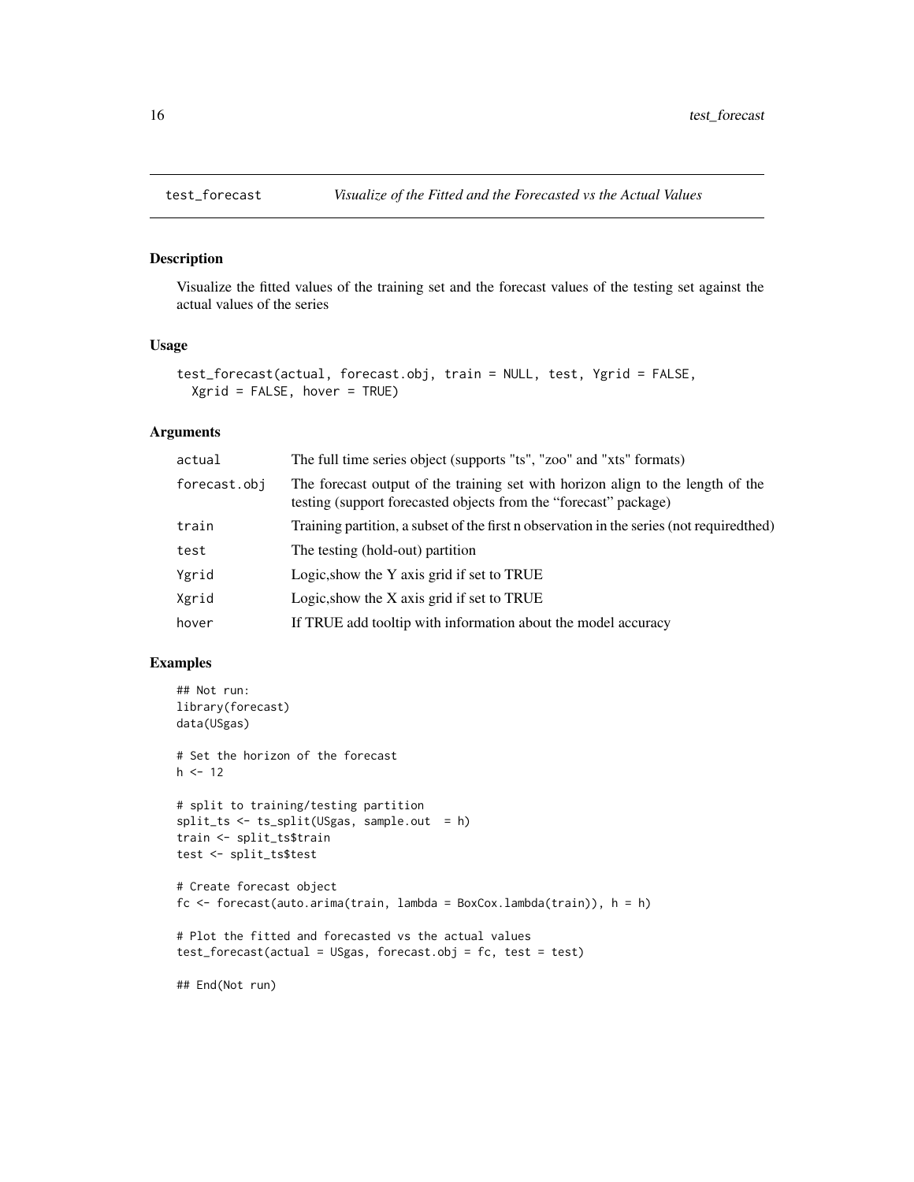## test_forecast *Visualize of the Fitted and the Forecasted vs the Actual Values*

### Description

Visualize the fitted values of the training set and the forecast values of the testing set against the actual values of the series

### Usage

```
test_forecast(actual, forecast.obj, train = NULL, test, Ygrid = FALSE,
  Xgrid = FALSE, hover = TRUE)
```

### Arguments

| | |
|---|---|
| actual | The full time series object (supports "ts", "zoo" and "xts" formats) |
| forecast.obj | The forecast output of the training set with horizon align to the length of the testing (support forecasted objects from the “forecast” package) |
| train | Training partition, a subset of the first n observation in the series (not requiredthed) |
| test | The testing (hold-out) partition |
| Ygrid | Logic,show the Y axis grid if set to TRUE |
| Xgrid | Logic,show the X axis grid if set to TRUE |
| hover | If TRUE add tooltip with information about the model accuracy |

### Examples

```
## Not run:
library(forecast)
data(USgas)

# Set the horizon of the forecast
h <- 12

# split to training/testing partition
split_ts <- ts_split(USgas, sample.out  = h)
train <- split_ts$train
test <- split_ts$test

# Create forecast object
fc <- forecast(auto.arima(train, lambda = BoxCox.lambda(train)), h = h)

# Plot the fitted and forecasted vs the actual values
test_forecast(actual = USgas, forecast.obj = fc, test = test)

## End(Not run)
```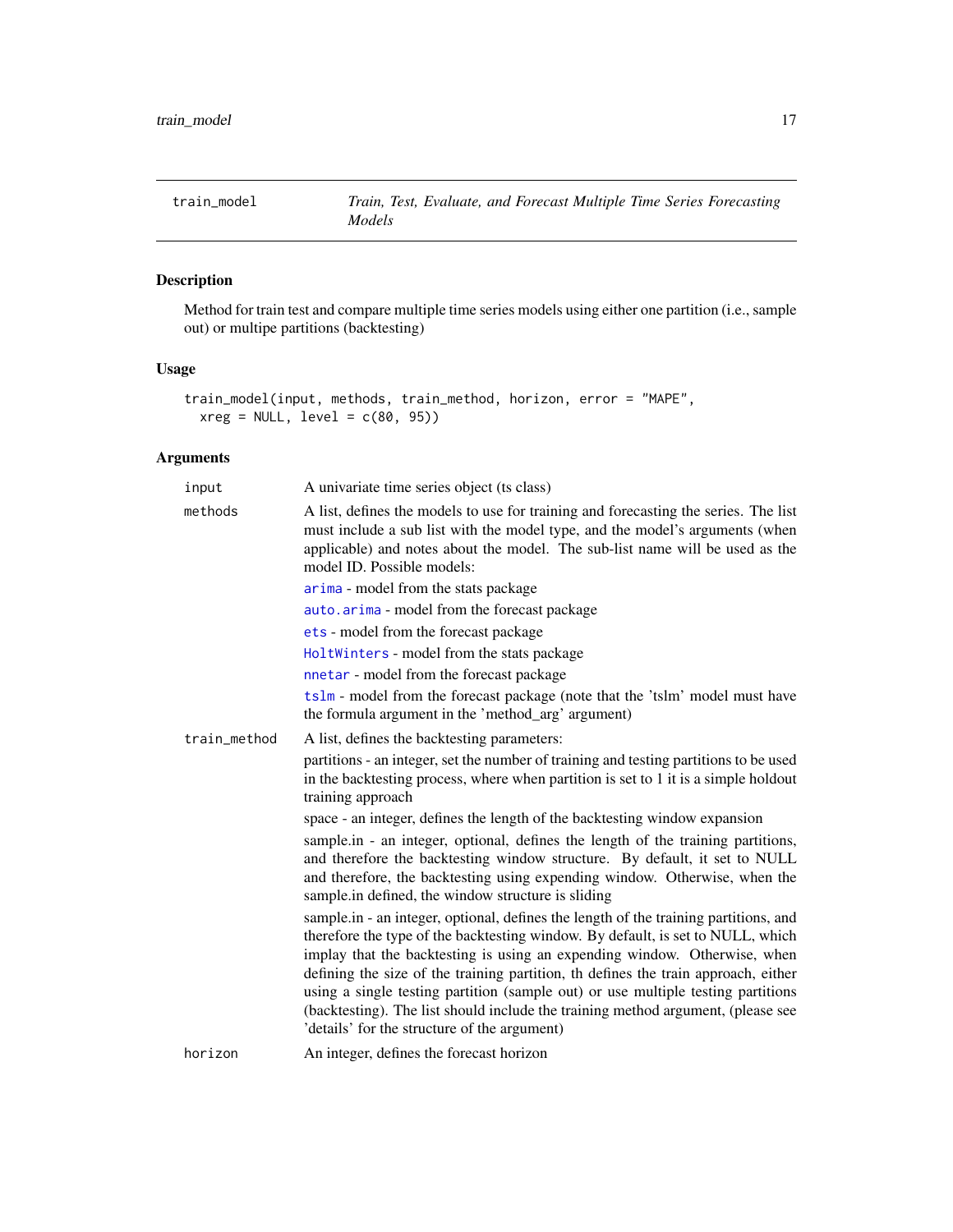train_model — *Train, Test, Evaluate, and Forecast Multiple Time Series Forecasting Models*

## Description

Method for train test and compare multiple time series models using either one partition (i.e., sample out) or multipe partitions (backtesting)

## Usage

```
train_model(input, methods, train_method, horizon, error = "MAPE",
  xreg = NULL, level = c(80, 95))
```

## Arguments

| | |
|---|---|
| `input` | A univariate time series object (ts class) |
| `methods` | A list, defines the models to use for training and forecasting the series. The list must include a sub list with the model type, and the model's arguments (when applicable) and notes about the model. The sub-list name will be used as the model ID. Possible models:<br>`arima` - model from the stats package<br>`auto.arima` - model from the forecast package<br>`ets` - model from the forecast package<br>`HoltWinters` - model from the stats package<br>`nnetar` - model from the forecast package<br>`tslm` - model from the forecast package (note that the 'tslm' model must have the formula argument in the 'method_arg' argument) |
| `train_method` | A list, defines the backtesting parameters:<br>partitions - an integer, set the number of training and testing partitions to be used in the backtesting process, where when partition is set to 1 it is a simple holdout training approach<br>space - an integer, defines the length of the backtesting window expansion<br>sample.in - an integer, optional, defines the length of the training partitions, and therefore the backtesting window structure. By default, it set to NULL and therefore, the backtesting using expending window. Otherwise, when the sample.in defined, the window structure is sliding<br>sample.in - an integer, optional, defines the length of the training partitions, and therefore the type of the backtesting window. By default, is set to NULL, which implay that the backtesting is using an expending window. Otherwise, when defining the size of the training partition, th defines the train approach, either using a single testing partition (sample out) or use multiple testing partitions (backtesting). The list should include the training method argument, (please see 'details' for the structure of the argument) |
| `horizon` | An integer, defines the forecast horizon |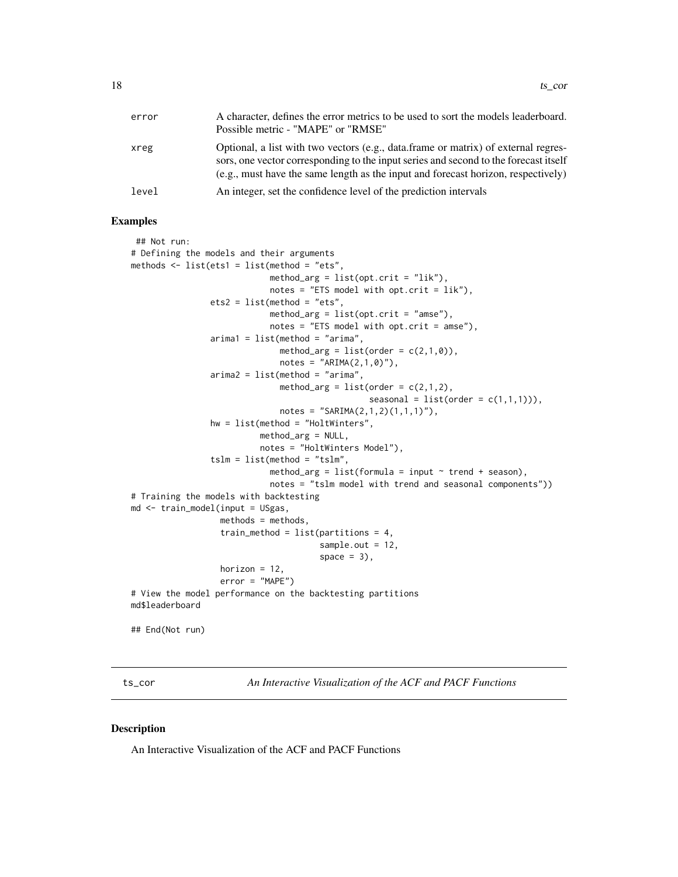| | |
|---|---|
| error | A character, defines the error metrics to be used to sort the models leaderboard. Possible metric - "MAPE" or "RMSE" |
| xreg | Optional, a list with two vectors (e.g., data.frame or matrix) of external regressors, one vector corresponding to the input series and second to the forecast itself (e.g., must have the same length as the input and forecast horizon, respectively) |
| level | An integer, set the confidence level of the prediction intervals |

### Examples

```
 ## Not run:
# Defining the models and their arguments
methods <- list(ets1 = list(method = "ets",
                            method_arg = list(opt.crit = "lik"),
                            notes = "ETS model with opt.crit = lik"),
                ets2 = list(method = "ets",
                            method_arg = list(opt.crit = "amse"),
                            notes = "ETS model with opt.crit = amse"),
                arima1 = list(method = "arima",
                              method_arg = list(order = c(2,1,0)),
                              notes = "ARIMA(2,1,0)"),
                arima2 = list(method = "arima",
                              method_arg = list(order = c(2,1,2),
                                                seasonal = list(order = c(1,1,1))),
                              notes = "SARIMA(2,1,2)(1,1,1)"),
                hw = list(method = "HoltWinters",
                          method_arg = NULL,
                          notes = "HoltWinters Model"),
                tslm = list(method = "tslm",
                            method_arg = list(formula = input ~ trend + season),
                            notes = "tslm model with trend and seasonal components"))
# Training the models with backtesting
md <- train_model(input = USgas,
                  methods = methods,
                  train_method = list(partitions = 4,
                                      sample.out = 12,
                                      space = 3),
                  horizon = 12,
                  error = "MAPE")
# View the model performance on the backtesting partitions
md$leaderboard

## End(Not run)
```

## ts_cor — *An Interactive Visualization of the ACF and PACF Functions*

### Description

An Interactive Visualization of the ACF and PACF Functions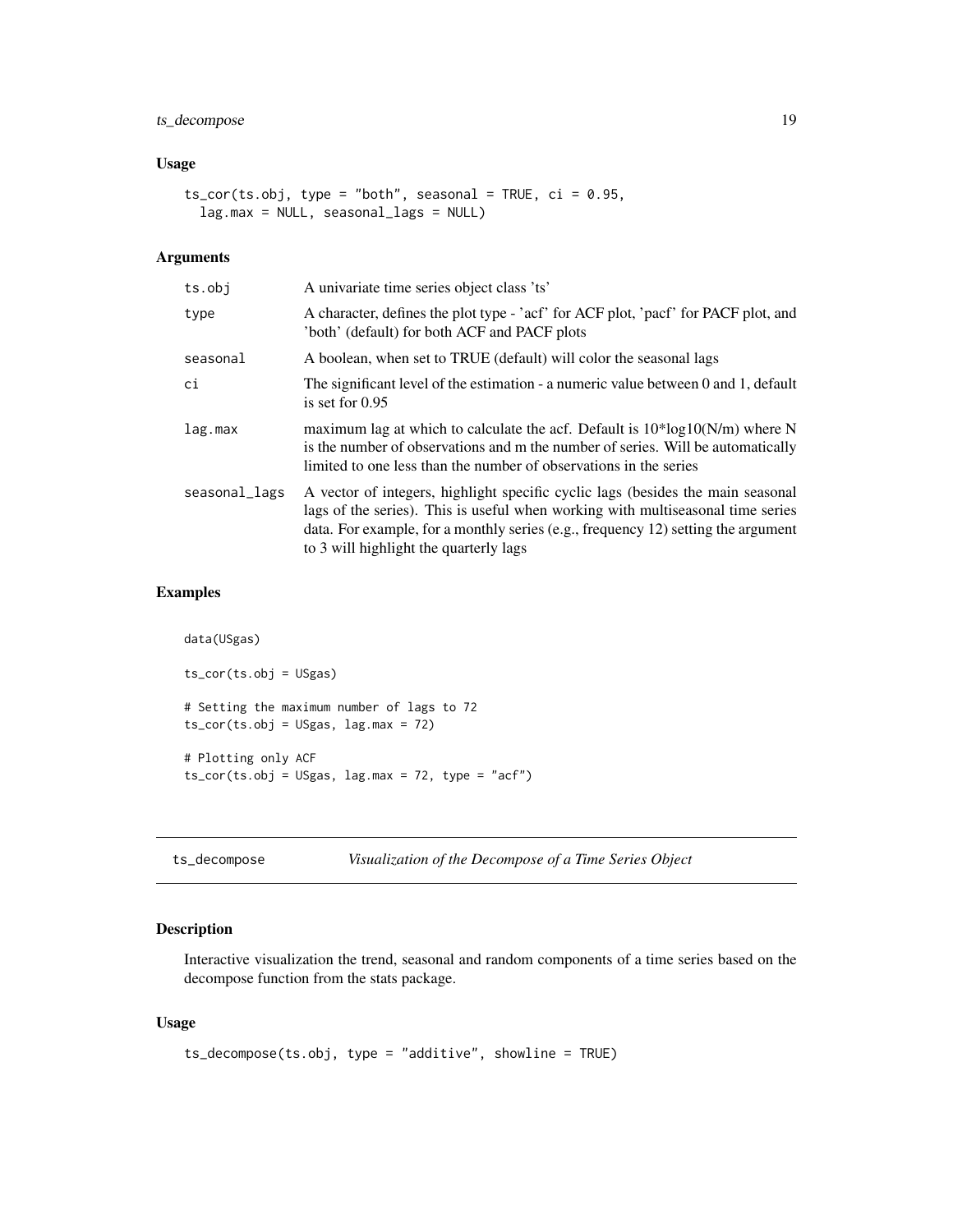### Usage

```
ts_cor(ts.obj, type = "both", seasonal = TRUE, ci = 0.95,
  lag.max = NULL, seasonal_lags = NULL)
```

### Arguments

| | |
|---|---|
| ts.obj | A univariate time series object class 'ts' |
| type | A character, defines the plot type - 'acf' for ACF plot, 'pacf' for PACF plot, and 'both' (default) for both ACF and PACF plots |
| seasonal | A boolean, when set to TRUE (default) will color the seasonal lags |
| ci | The significant level of the estimation - a numeric value between 0 and 1, default is set for 0.95 |
| lag.max | maximum lag at which to calculate the acf. Default is 10*log10(N/m) where N is the number of observations and m the number of series. Will be automatically limited to one less than the number of observations in the series |
| seasonal_lags | A vector of integers, highlight specific cyclic lags (besides the main seasonal lags of the series). This is useful when working with multiseasonal time series data. For example, for a monthly series (e.g., frequency 12) setting the argument to 3 will highlight the quarterly lags |

### Examples

```
data(USgas)

ts_cor(ts.obj = USgas)

# Setting the maximum number of lags to 72
ts_cor(ts.obj = USgas, lag.max = 72)

# Plotting only ACF
ts_cor(ts.obj = USgas, lag.max = 72, type = "acf")
```

## ts_decompose *Visualization of the Decompose of a Time Series Object*

### Description

Interactive visualization the trend, seasonal and random components of a time series based on the decompose function from the stats package.

### Usage

```
ts_decompose(ts.obj, type = "additive", showline = TRUE)
```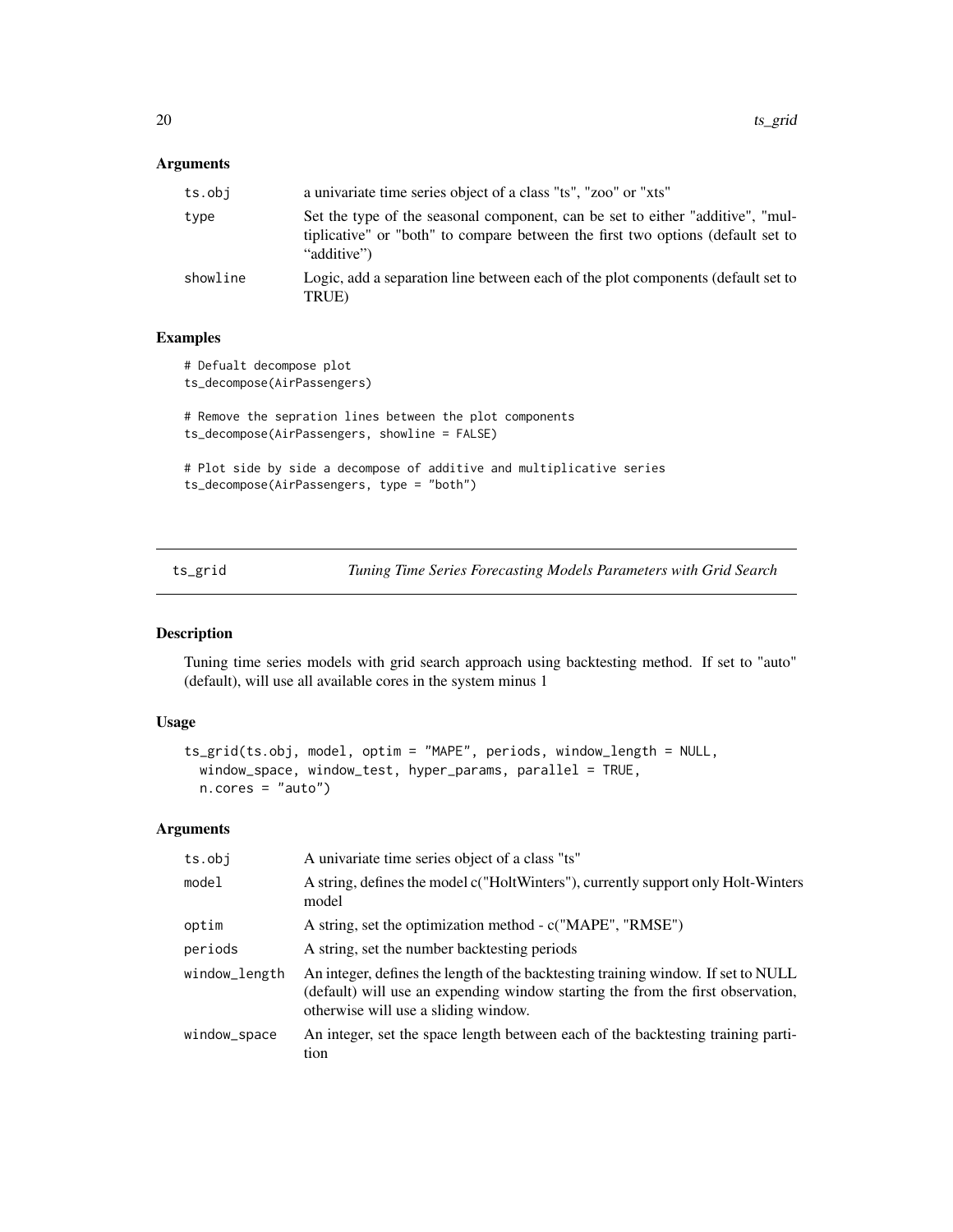## Arguments

| | |
|---|---|
| ts.obj | a univariate time series object of a class "ts", "zoo" or "xts" |
| type | Set the type of the seasonal component, can be set to either "additive", "multiplicative" or "both" to compare between the first two options (default set to "additive") |
| showline | Logic, add a separation line between each of the plot components (default set to TRUE) |

## Examples

```
# Defualt decompose plot
ts_decompose(AirPassengers)

# Remove the sepration lines between the plot components
ts_decompose(AirPassengers, showline = FALSE)

# Plot side by side a decompose of additive and multiplicative series
ts_decompose(AirPassengers, type = "both")
```

---

# ts_grid — *Tuning Time Series Forecasting Models Parameters with Grid Search*

## Description

Tuning time series models with grid search approach using backtesting method. If set to "auto" (default), will use all available cores in the system minus 1

## Usage

```
ts_grid(ts.obj, model, optim = "MAPE", periods, window_length = NULL,
  window_space, window_test, hyper_params, parallel = TRUE,
  n.cores = "auto")
```

## Arguments

| | |
|---|---|
| ts.obj | A univariate time series object of a class "ts" |
| model | A string, defines the model c("HoltWinters"), currently support only Holt-Winters model |
| optim | A string, set the optimization method - c("MAPE", "RMSE") |
| periods | A string, set the number backtesting periods |
| window_length | An integer, defines the length of the backtesting training window. If set to NULL (default) will use an expending window starting the from the first observation, otherwise will use a sliding window. |
| window_space | An integer, set the space length between each of the backtesting training partition |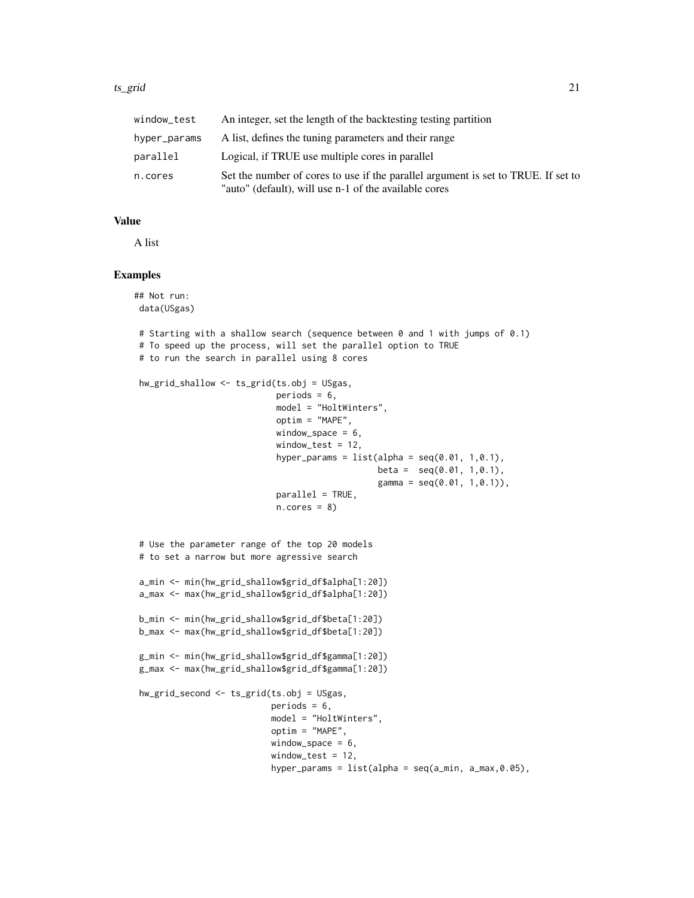| | |
|---|---|
| window_test | An integer, set the length of the backtesting testing partition |
| hyper_params | A list, defines the tuning parameters and their range |
| parallel | Logical, if TRUE use multiple cores in parallel |
| n.cores | Set the number of cores to use if the parallel argument is set to TRUE. If set to "auto" (default), will use n-1 of the available cores |

## Value

A list

## Examples

```
## Not run:
 data(USgas)

 # Starting with a shallow search (sequence between 0 and 1 with jumps of 0.1)
 # To speed up the process, will set the parallel option to TRUE
 # to run the search in parallel using 8 cores

 hw_grid_shallow <- ts_grid(ts.obj = USgas,
                            periods = 6,
                            model = "HoltWinters",
                            optim = "MAPE",
                            window_space = 6,
                            window_test = 12,
                            hyper_params = list(alpha = seq(0.01, 1,0.1),
                                                beta =  seq(0.01, 1,0.1),
                                                gamma = seq(0.01, 1,0.1)),
                            parallel = TRUE,
                            n.cores = 8)


 # Use the parameter range of the top 20 models
 # to set a narrow but more agressive search

 a_min <- min(hw_grid_shallow$grid_df$alpha[1:20])
 a_max <- max(hw_grid_shallow$grid_df$alpha[1:20])

 b_min <- min(hw_grid_shallow$grid_df$beta[1:20])
 b_max <- max(hw_grid_shallow$grid_df$beta[1:20])

 g_min <- min(hw_grid_shallow$grid_df$gamma[1:20])
 g_max <- max(hw_grid_shallow$grid_df$gamma[1:20])

 hw_grid_second <- ts_grid(ts.obj = USgas,
                           periods = 6,
                           model = "HoltWinters",
                           optim = "MAPE",
                           window_space = 6,
                           window_test = 12,
                           hyper_params = list(alpha = seq(a_min, a_max,0.05),
```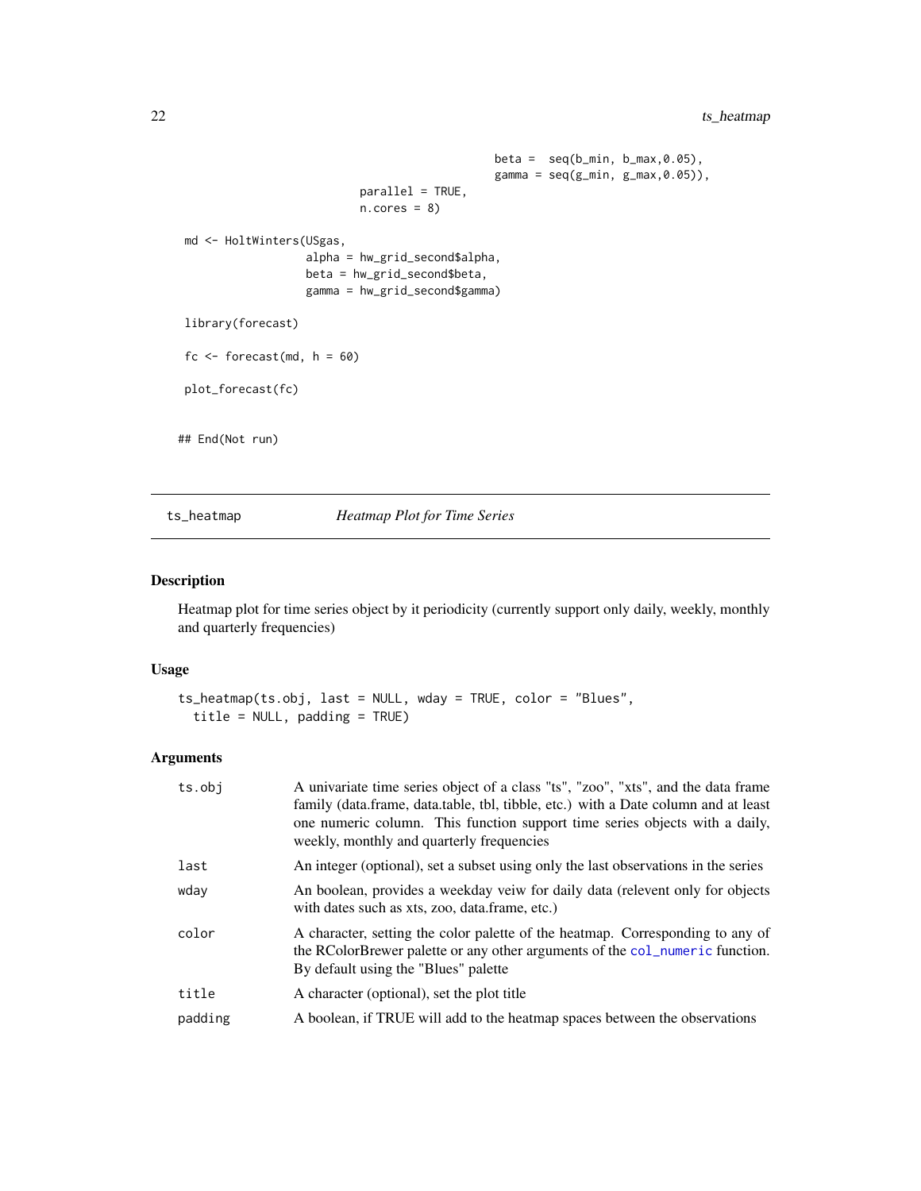```
                                            beta =  seq(b_min, b_max,0.05),
                                            gamma = seq(g_min, g_max,0.05)),
                          parallel = TRUE,
                          n.cores = 8)

 md <- HoltWinters(USgas,
                   alpha = hw_grid_second$alpha,
                   beta = hw_grid_second$beta,
                   gamma = hw_grid_second$gamma)

 library(forecast)

 fc <- forecast(md, h = 60)

 plot_forecast(fc)


## End(Not run)
```

---

## ts_heatmap — *Heatmap Plot for Time Series*

### Description

Heatmap plot for time series object by it periodicity (currently support only daily, weekly, monthly and quarterly frequencies)

### Usage

```
ts_heatmap(ts.obj, last = NULL, wday = TRUE, color = "Blues",
  title = NULL, padding = TRUE)
```

### Arguments

| | |
|---|---|
| ts.obj | A univariate time series object of a class "ts", "zoo", "xts", and the data frame family (data.frame, data.table, tbl, tibble, etc.) with a Date column and at least one numeric column. This function support time series objects with a daily, weekly, monthly and quarterly frequencies |
| last | An integer (optional), set a subset using only the last observations in the series |
| wday | An boolean, provides a weekday veiw for daily data (relevent only for objects with dates such as xts, zoo, data.frame, etc.) |
| color | A character, setting the color palette of the heatmap. Corresponding to any of the RColorBrewer palette or any other arguments of the col_numeric function. By default using the "Blues" palette |
| title | A character (optional), set the plot title |
| padding | A boolean, if TRUE will add to the heatmap spaces between the observations |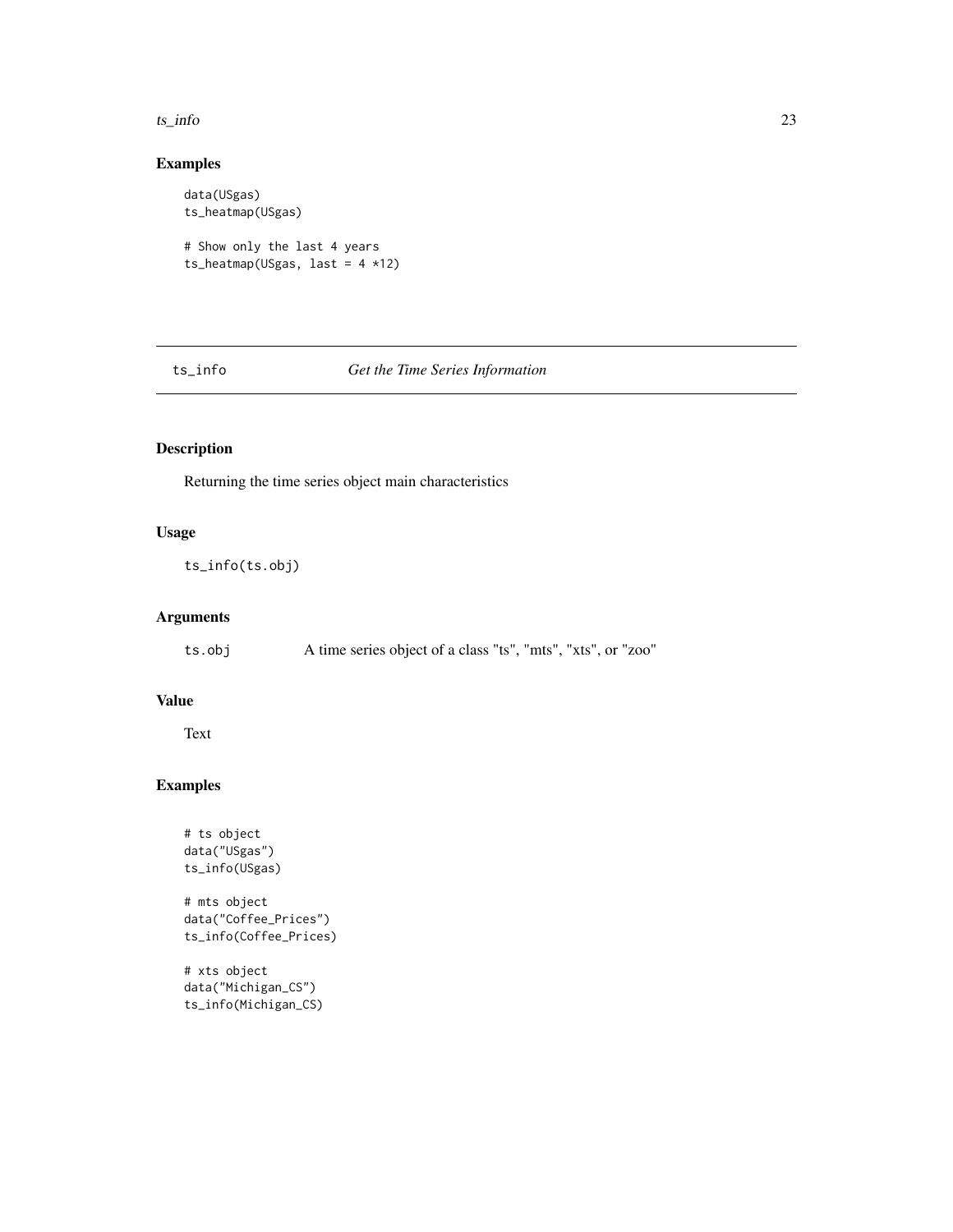## Examples

```
data(USgas)
ts_heatmap(USgas)

# Show only the last 4 years
ts_heatmap(USgas, last = 4 *12)
```

---

## ts_info — *Get the Time Series Information*

### Description

Returning the time series object main characteristics

### Usage

```
ts_info(ts.obj)
```

### Arguments

| | |
|---|---|
| ts.obj | A time series object of a class "ts", "mts", "xts", or "zoo" |

### Value

Text

### Examples

```
# ts object
data("USgas")
ts_info(USgas)

# mts object
data("Coffee_Prices")
ts_info(Coffee_Prices)

# xts object
data("Michigan_CS")
ts_info(Michigan_CS)
```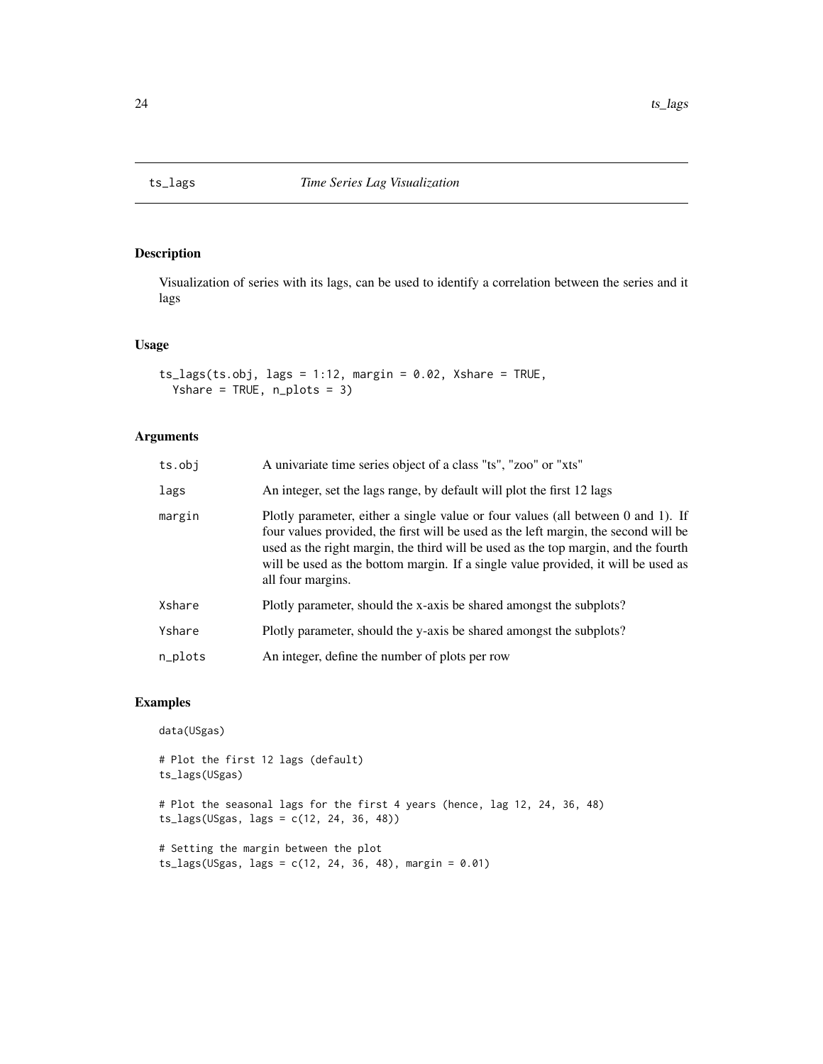# ts_lags *Time Series Lag Visualization*

## Description

Visualization of series with its lags, can be used to identify a correlation between the series and it lags

## Usage

```
ts_lags(ts.obj, lags = 1:12, margin = 0.02, Xshare = TRUE,
  Yshare = TRUE, n_plots = 3)
```

## Arguments

| | |
|---|---|
| ts.obj | A univariate time series object of a class "ts", "zoo" or "xts" |
| lags | An integer, set the lags range, by default will plot the first 12 lags |
| margin | Plotly parameter, either a single value or four values (all between 0 and 1). If four values provided, the first will be used as the left margin, the second will be used as the right margin, the third will be used as the top margin, and the fourth will be used as the bottom margin. If a single value provided, it will be used as all four margins. |
| Xshare | Plotly parameter, should the x-axis be shared amongst the subplots? |
| Yshare | Plotly parameter, should the y-axis be shared amongst the subplots? |
| n_plots | An integer, define the number of plots per row |

## Examples

```
data(USgas)

# Plot the first 12 lags (default)
ts_lags(USgas)

# Plot the seasonal lags for the first 4 years (hence, lag 12, 24, 36, 48)
ts_lags(USgas, lags = c(12, 24, 36, 48))

# Setting the margin between the plot
ts_lags(USgas, lags = c(12, 24, 36, 48), margin = 0.01)
```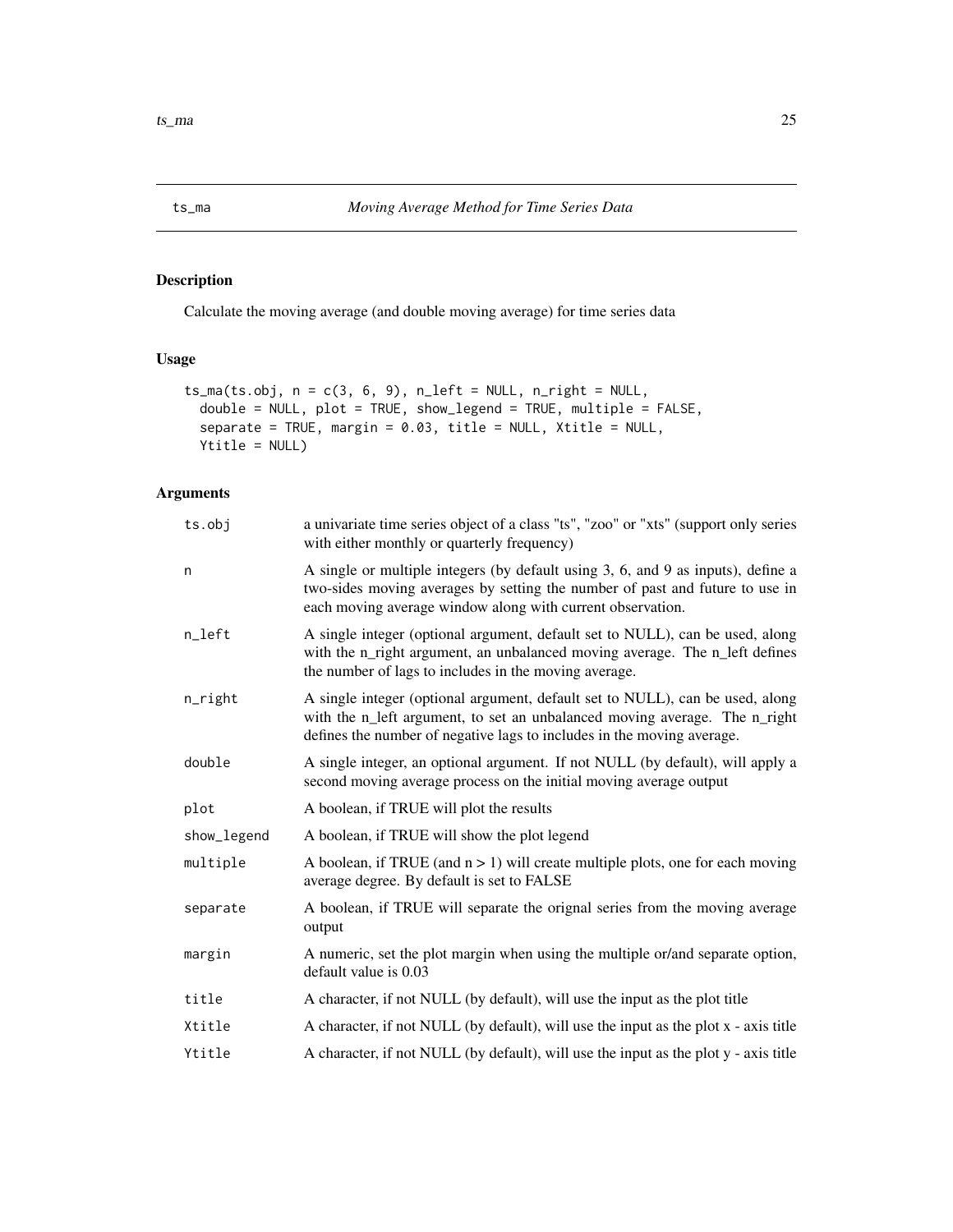## ts_ma — *Moving Average Method for Time Series Data*

### Description

Calculate the moving average (and double moving average) for time series data

### Usage

```
ts_ma(ts.obj, n = c(3, 6, 9), n_left = NULL, n_right = NULL,
  double = NULL, plot = TRUE, show_legend = TRUE, multiple = FALSE,
  separate = TRUE, margin = 0.03, title = NULL, Xtitle = NULL,
  Ytitle = NULL)
```

### Arguments

| Argument | Description |
|---|---|
| `ts.obj` | a univariate time series object of a class "ts", "zoo" or "xts" (support only series with either monthly or quarterly frequency) |
| `n` | A single or multiple integers (by default using 3, 6, and 9 as inputs), define a two-sides moving averages by setting the number of past and future to use in each moving average window along with current observation. |
| `n_left` | A single integer (optional argument, default set to NULL), can be used, along with the n_right argument, an unbalanced moving average. The n_left defines the number of lags to includes in the moving average. |
| `n_right` | A single integer (optional argument, default set to NULL), can be used, along with the n_left argument, to set an unbalanced moving average. The n_right defines the number of negative lags to includes in the moving average. |
| `double` | A single integer, an optional argument. If not NULL (by default), will apply a second moving average process on the initial moving average output |
| `plot` | A boolean, if TRUE will plot the results |
| `show_legend` | A boolean, if TRUE will show the plot legend |
| `multiple` | A boolean, if TRUE (and n > 1) will create multiple plots, one for each moving average degree. By default is set to FALSE |
| `separate` | A boolean, if TRUE will separate the orignal series from the moving average output |
| `margin` | A numeric, set the plot margin when using the multiple or/and separate option, default value is 0.03 |
| `title` | A character, if not NULL (by default), will use the input as the plot title |
| `Xtitle` | A character, if not NULL (by default), will use the input as the plot x - axis title |
| `Ytitle` | A character, if not NULL (by default), will use the input as the plot y - axis title |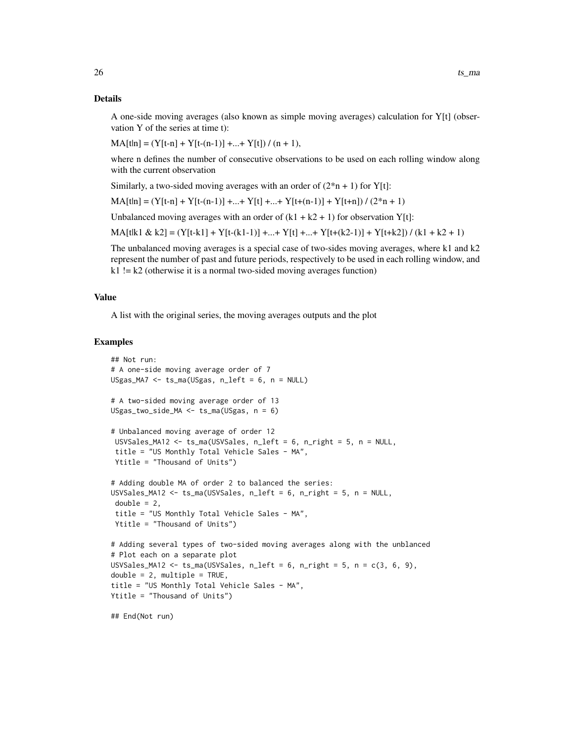### Details

A one-side moving averages (also known as simple moving averages) calculation for Y[t] (observation Y of the series at time t):

MA[t|n] = (Y[t-n] + Y[t-(n-1)] +...+ Y[t]) / (n + 1),

where n defines the number of consecutive observations to be used on each rolling window along with the current observation

Similarly, a two-sided moving averages with an order of (2*n + 1) for Y[t]:

MA[t|n] = (Y[t-n] + Y[t-(n-1)] +...+ Y[t] +...+ Y[t+(n-1)] + Y[t+n]) / (2*n + 1)

Unbalanced moving averages with an order of (k1 + k2 + 1) for observation Y[t]:

MA[t|k1 & k2] = (Y[t-k1] + Y[t-(k1-1)] +...+ Y[t] +...+ Y[t+(k2-1)] + Y[t+k2]) / (k1 + k2 + 1)

The unbalanced moving averages is a special case of two-sides moving averages, where k1 and k2 represent the number of past and future periods, respectively to be used in each rolling window, and k1 != k2 (otherwise it is a normal two-sided moving averages function)

### Value

A list with the original series, the moving averages outputs and the plot

### Examples

```
## Not run:
# A one-side moving average order of 7
USgas_MA7 <- ts_ma(USgas, n_left = 6, n = NULL)

# A two-sided moving average order of 13
USgas_two_side_MA <- ts_ma(USgas, n = 6)

# Unbalanced moving average of order 12
 USVSales_MA12 <- ts_ma(USVSales, n_left = 6, n_right = 5, n = NULL,
 title = "US Monthly Total Vehicle Sales - MA",
 Ytitle = "Thousand of Units")

# Adding double MA of order 2 to balanced the series:
USVSales_MA12 <- ts_ma(USVSales, n_left = 6, n_right = 5, n = NULL,
 double = 2,
 title = "US Monthly Total Vehicle Sales - MA",
 Ytitle = "Thousand of Units")

# Adding several types of two-sided moving averages along with the unblanced
# Plot each on a separate plot
USVSales_MA12 <- ts_ma(USVSales, n_left = 6, n_right = 5, n = c(3, 6, 9),
double = 2, multiple = TRUE,
title = "US Monthly Total Vehicle Sales - MA",
Ytitle = "Thousand of Units")

## End(Not run)
```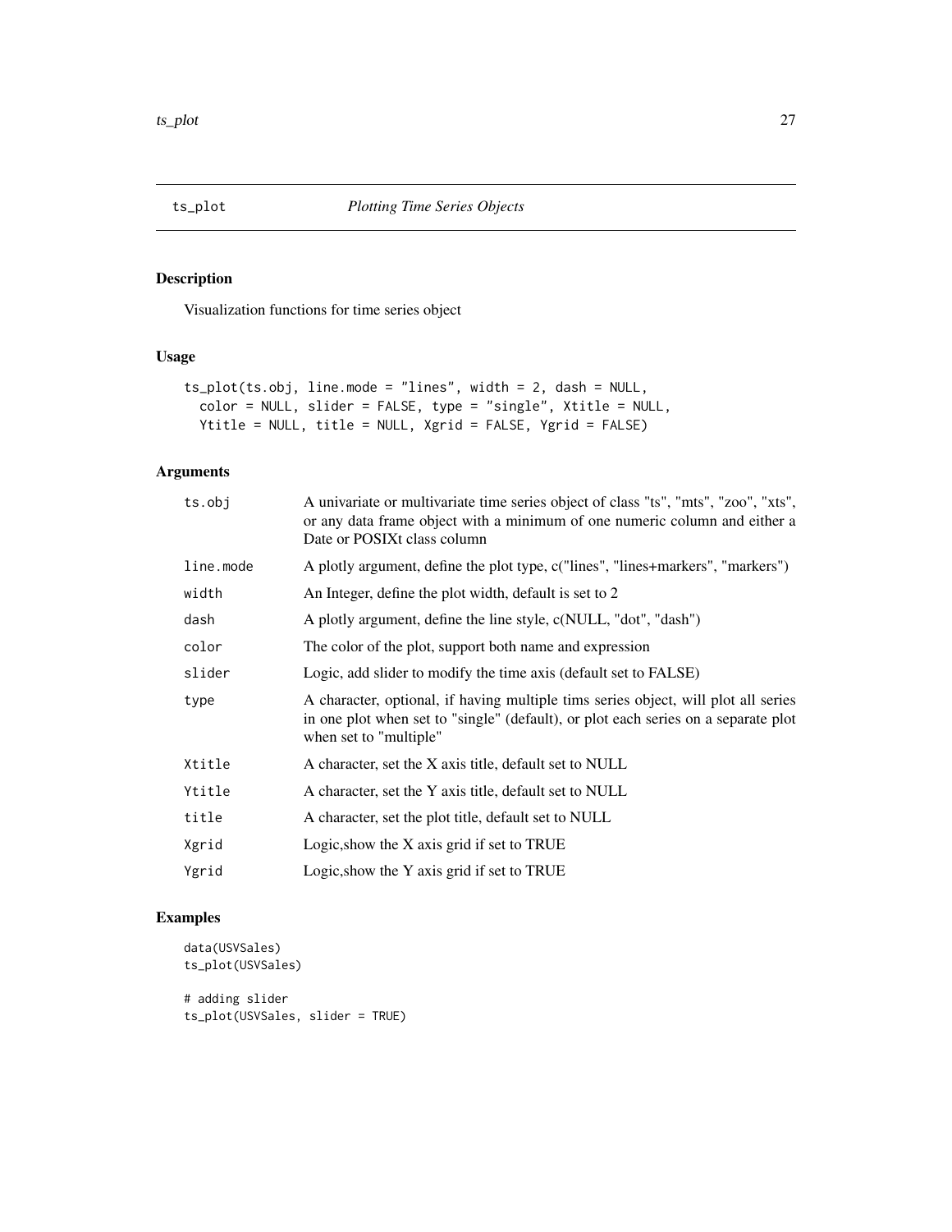# ts_plot — *Plotting Time Series Objects*

## Description

Visualization functions for time series object

## Usage

```
ts_plot(ts.obj, line.mode = "lines", width = 2, dash = NULL,
  color = NULL, slider = FALSE, type = "single", Xtitle = NULL,
  Ytitle = NULL, title = NULL, Xgrid = FALSE, Ygrid = FALSE)
```

## Arguments

| | |
|---|---|
| `ts.obj` | A univariate or multivariate time series object of class "ts", "mts", "zoo", "xts", or any data frame object with a minimum of one numeric column and either a Date or POSIXt class column |
| `line.mode` | A plotly argument, define the plot type, c("lines", "lines+markers", "markers") |
| `width` | An Integer, define the plot width, default is set to 2 |
| `dash` | A plotly argument, define the line style, c(NULL, "dot", "dash") |
| `color` | The color of the plot, support both name and expression |
| `slider` | Logic, add slider to modify the time axis (default set to FALSE) |
| `type` | A character, optional, if having multiple tims series object, will plot all series in one plot when set to "single" (default), or plot each series on a separate plot when set to "multiple" |
| `Xtitle` | A character, set the X axis title, default set to NULL |
| `Ytitle` | A character, set the Y axis title, default set to NULL |
| `title` | A character, set the plot title, default set to NULL |
| `Xgrid` | Logic,show the X axis grid if set to TRUE |
| `Ygrid` | Logic,show the Y axis grid if set to TRUE |

## Examples

```
data(USVSales)
ts_plot(USVSales)

# adding slider
ts_plot(USVSales, slider = TRUE)
```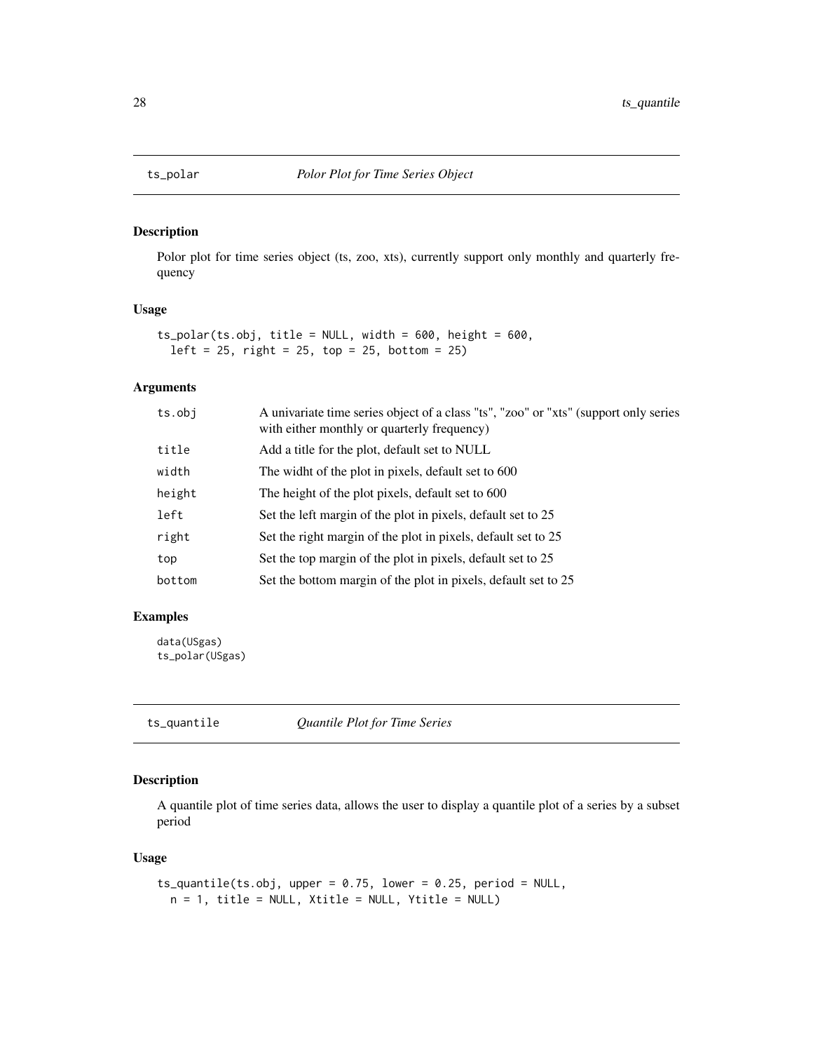## ts_polar — *Polor Plot for Time Series Object*

### Description

Polor plot for time series object (ts, zoo, xts), currently support only monthly and quarterly frequency

### Usage

```
ts_polar(ts.obj, title = NULL, width = 600, height = 600,
  left = 25, right = 25, top = 25, bottom = 25)
```

### Arguments

| | |
|---|---|
| ts.obj | A univariate time series object of a class "ts", "zoo" or "xts" (support only series with either monthly or quarterly frequency) |
| title | Add a title for the plot, default set to NULL |
| width | The widht of the plot in pixels, default set to 600 |
| height | The height of the plot pixels, default set to 600 |
| left | Set the left margin of the plot in pixels, default set to 25 |
| right | Set the right margin of the plot in pixels, default set to 25 |
| top | Set the top margin of the plot in pixels, default set to 25 |
| bottom | Set the bottom margin of the plot in pixels, default set to 25 |

### Examples

```
data(USgas)
ts_polar(USgas)
```

## ts_quantile — *Quantile Plot for Time Series*

### Description

A quantile plot of time series data, allows the user to display a quantile plot of a series by a subset period

### Usage

```
ts_quantile(ts.obj, upper = 0.75, lower = 0.25, period = NULL,
  n = 1, title = NULL, Xtitle = NULL, Ytitle = NULL)
```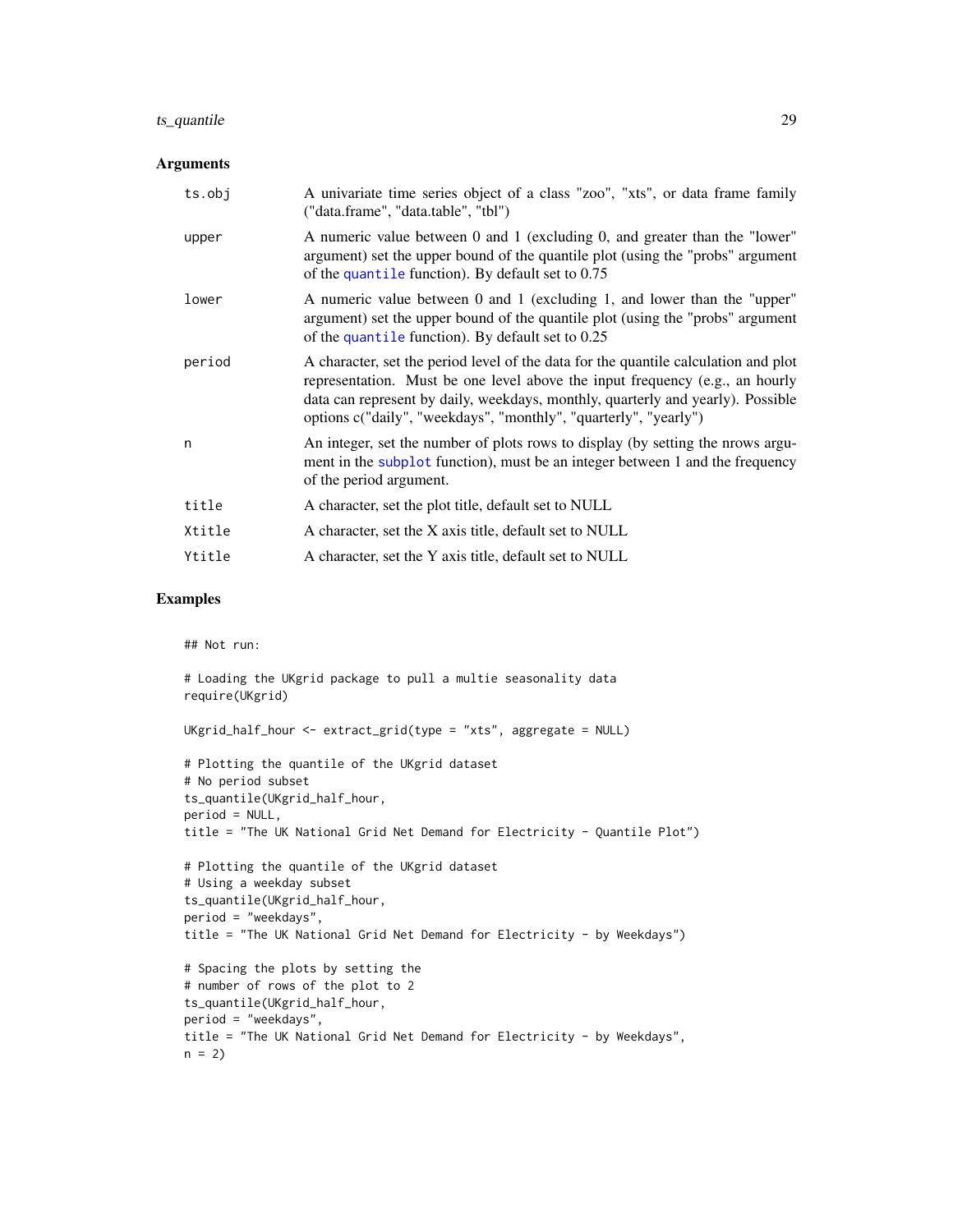## Arguments

| | |
|---|---|
| ts.obj | A univariate time series object of a class "zoo", "xts", or data frame family ("data.frame", "data.table", "tbl") |
| upper | A numeric value between 0 and 1 (excluding 0, and greater than the "lower" argument) set the upper bound of the quantile plot (using the "probs" argument of the quantile function). By default set to 0.75 |
| lower | A numeric value between 0 and 1 (excluding 1, and lower than the "upper" argument) set the upper bound of the quantile plot (using the "probs" argument of the quantile function). By default set to 0.25 |
| period | A character, set the period level of the data for the quantile calculation and plot representation. Must be one level above the input frequency (e.g., an hourly data can represent by daily, weekdays, monthly, quarterly and yearly). Possible options c("daily", "weekdays", "monthly", "quarterly", "yearly") |
| n | An integer, set the number of plots rows to display (by setting the nrows argument in the subplot function), must be an integer between 1 and the frequency of the period argument. |
| title | A character, set the plot title, default set to NULL |
| Xtitle | A character, set the X axis title, default set to NULL |
| Ytitle | A character, set the Y axis title, default set to NULL |

## Examples

```
## Not run:

# Loading the UKgrid package to pull a multie seasonality data
require(UKgrid)

UKgrid_half_hour <- extract_grid(type = "xts", aggregate = NULL)

# Plotting the quantile of the UKgrid dataset
# No period subset
ts_quantile(UKgrid_half_hour,
period = NULL,
title = "The UK National Grid Net Demand for Electricity - Quantile Plot")

# Plotting the quantile of the UKgrid dataset
# Using a weekday subset
ts_quantile(UKgrid_half_hour,
period = "weekdays",
title = "The UK National Grid Net Demand for Electricity - by Weekdays")

# Spacing the plots by setting the
# number of rows of the plot to 2
ts_quantile(UKgrid_half_hour,
period = "weekdays",
title = "The UK National Grid Net Demand for Electricity - by Weekdays",
n = 2)
```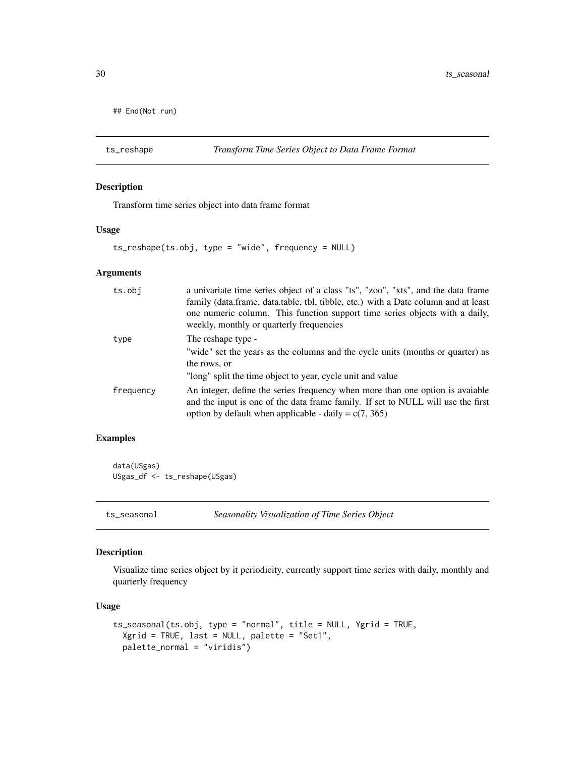```
## End(Not run)
```

## ts_reshape — *Transform Time Series Object to Data Frame Format*

### Description

Transform time series object into data frame format

### Usage

```
ts_reshape(ts.obj, type = "wide", frequency = NULL)
```

### Arguments

| | |
|---|---|
| ts.obj | a univariate time series object of a class "ts", "zoo", "xts", and the data frame family (data.frame, data.table, tbl, tibble, etc.) with a Date column and at least one numeric column. This function support time series objects with a daily, weekly, monthly or quarterly frequencies |
| type | The reshape type - <br> "wide" set the years as the columns and the cycle units (months or quarter) as the rows, or <br> "long" split the time object to year, cycle unit and value |
| frequency | An integer, define the series frequency when more than one option is avaiable and the input is one of the data frame family. If set to NULL will use the first option by default when applicable - daily = c(7, 365) |

### Examples

```
data(USgas)
USgas_df <- ts_reshape(USgas)
```

## ts_seasonal — *Seasonality Visualization of Time Series Object*

### Description

Visualize time series object by it periodicity, currently support time series with daily, monthly and quarterly frequency

### Usage

```
ts_seasonal(ts.obj, type = "normal", title = NULL, Ygrid = TRUE,
  Xgrid = TRUE, last = NULL, palette = "Set1",
  palette_normal = "viridis")
```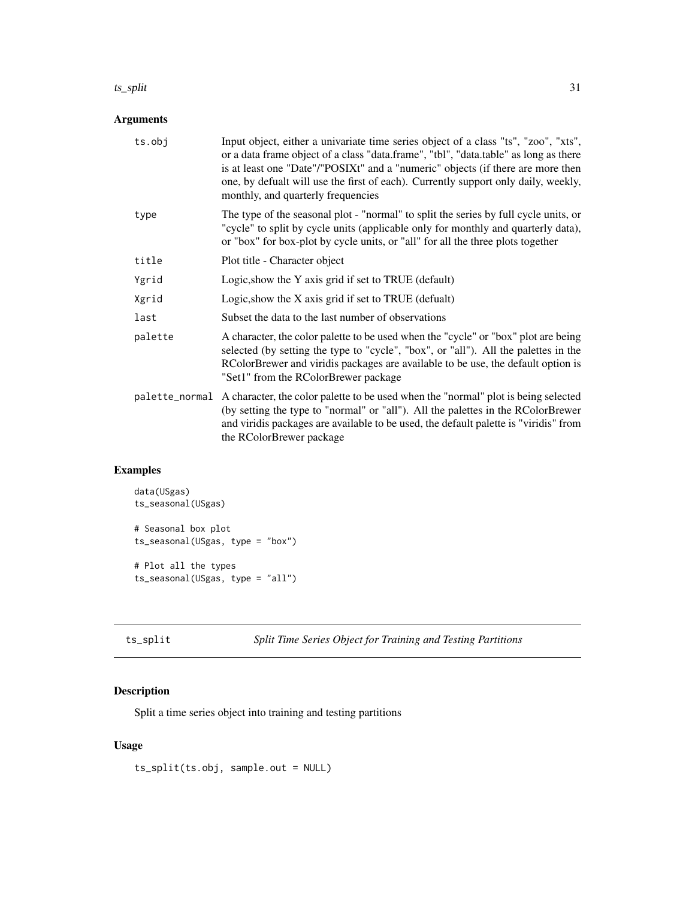## Arguments

| | |
|---|---|
| ts.obj | Input object, either a univariate time series object of a class "ts", "zoo", "xts", or a data frame object of a class "data.frame", "tbl", "data.table" as long as there is at least one "Date"/"POSIXt" and a "numeric" objects (if there are more then one, by defualt will use the first of each). Currently support only daily, weekly, monthly, and quarterly frequencies |
| type | The type of the seasonal plot - "normal" to split the series by full cycle units, or "cycle" to split by cycle units (applicable only for monthly and quarterly data), or "box" for box-plot by cycle units, or "all" for all the three plots together |
| title | Plot title - Character object |
| Ygrid | Logic,show the Y axis grid if set to TRUE (default) |
| Xgrid | Logic,show the X axis grid if set to TRUE (defualt) |
| last | Subset the data to the last number of observations |
| palette | A character, the color palette to be used when the "cycle" or "box" plot are being selected (by setting the type to "cycle", "box", or "all"). All the palettes in the RColorBrewer and viridis packages are available to be use, the default option is "Set1" from the RColorBrewer package |
| palette_normal | A character, the color palette to be used when the "normal" plot is being selected (by setting the type to "normal" or "all"). All the palettes in the RColorBrewer and viridis packages are available to be used, the default palette is "viridis" from the RColorBrewer package |

## Examples

```
data(USgas)
ts_seasonal(USgas)

# Seasonal box plot
ts_seasonal(USgas, type = "box")

# Plot all the types
ts_seasonal(USgas, type = "all")
```

---

# ts_split — *Split Time Series Object for Training and Testing Partitions*

## Description

Split a time series object into training and testing partitions

## Usage

```
ts_split(ts.obj, sample.out = NULL)
```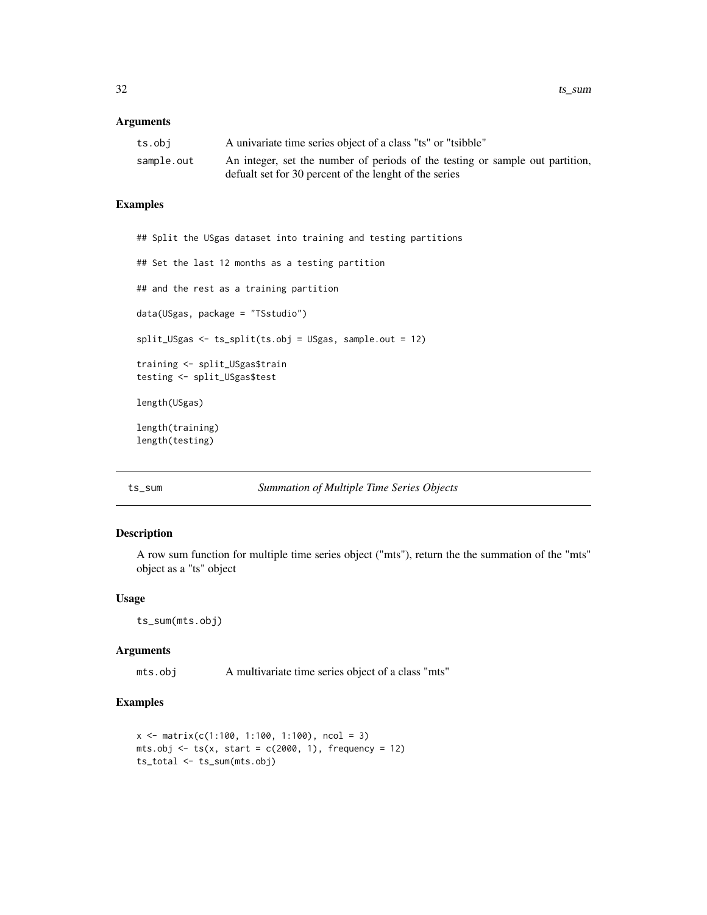## Arguments

| | |
|---|---|
| `ts.obj` | A univariate time series object of a class "ts" or "tsibble" |
| `sample.out` | An integer, set the number of periods of the testing or sample out partition, defualt set for 30 percent of the lenght of the series |

## Examples

```
## Split the USgas dataset into training and testing partitions

## Set the last 12 months as a testing partition

## and the rest as a training partition

data(USgas, package = "TSstudio")

split_USgas <- ts_split(ts.obj = USgas, sample.out = 12)

training <- split_USgas$train
testing <- split_USgas$test

length(USgas)

length(training)
length(testing)
```

---

# ts_sum *Summation of Multiple Time Series Objects*

---

## Description

A row sum function for multiple time series object ("mts"), return the the summation of the "mts" object as a "ts" object

## Usage

```
ts_sum(mts.obj)
```

## Arguments

| | |
|---|---|
| `mts.obj` | A multivariate time series object of a class "mts" |

## Examples

```
x <- matrix(c(1:100, 1:100, 1:100), ncol = 3)
mts.obj <- ts(x, start = c(2000, 1), frequency = 12)
ts_total <- ts_sum(mts.obj)
```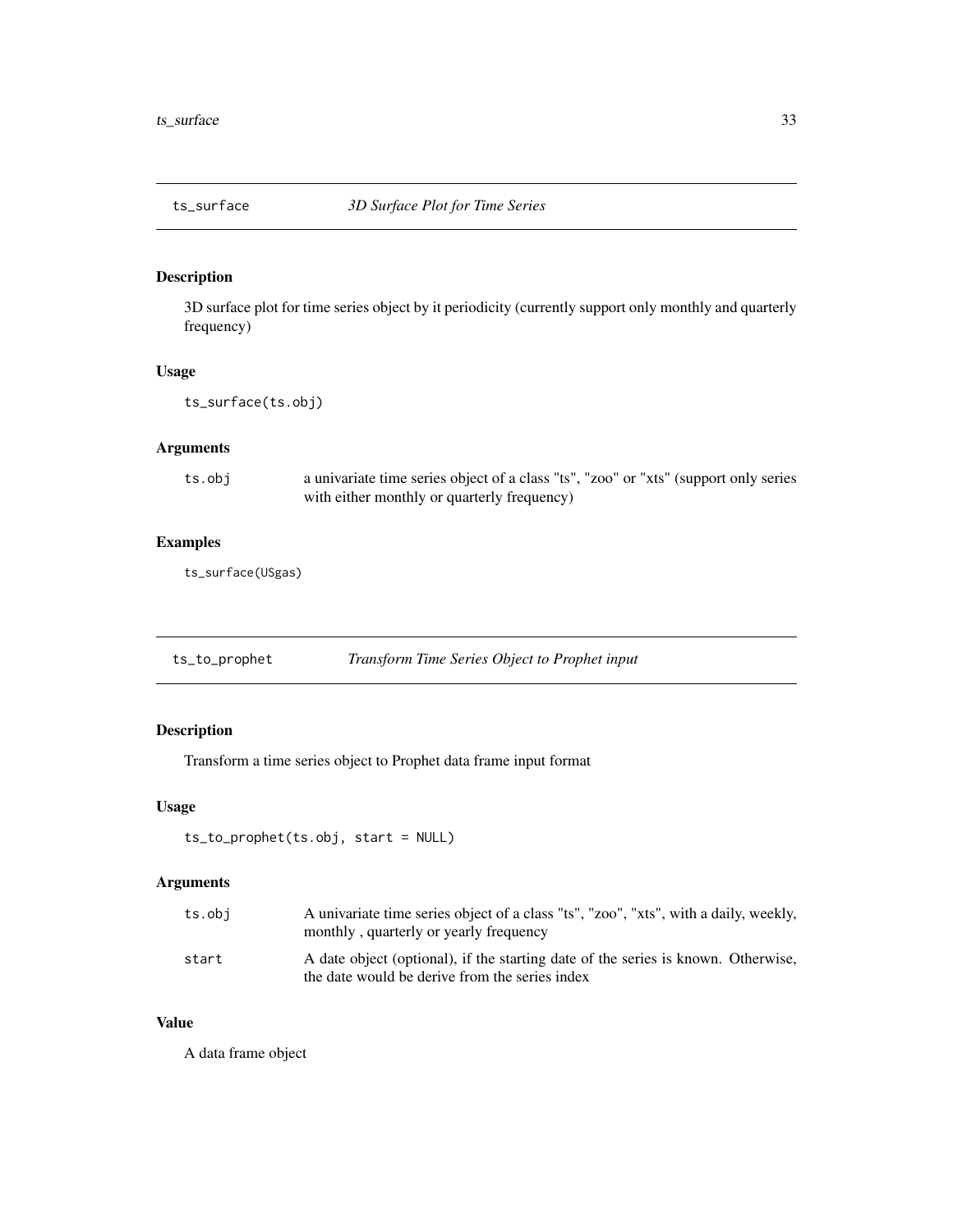## ts_surface — *3D Surface Plot for Time Series*

### Description

3D surface plot for time series object by it periodicity (currently support only monthly and quarterly frequency)

### Usage

```
ts_surface(ts.obj)
```

### Arguments

| | |
|---|---|
| ts.obj | a univariate time series object of a class "ts", "zoo" or "xts" (support only series with either monthly or quarterly frequency) |

### Examples

```
ts_surface(USgas)
```

## ts_to_prophet — *Transform Time Series Object to Prophet input*

### Description

Transform a time series object to Prophet data frame input format

### Usage

```
ts_to_prophet(ts.obj, start = NULL)
```

### Arguments

| | |
|---|---|
| ts.obj | A univariate time series object of a class "ts", "zoo", "xts", with a daily, weekly, monthly , quarterly or yearly frequency |
| start | A date object (optional), if the starting date of the series is known. Otherwise, the date would be derive from the series index |

### Value

A data frame object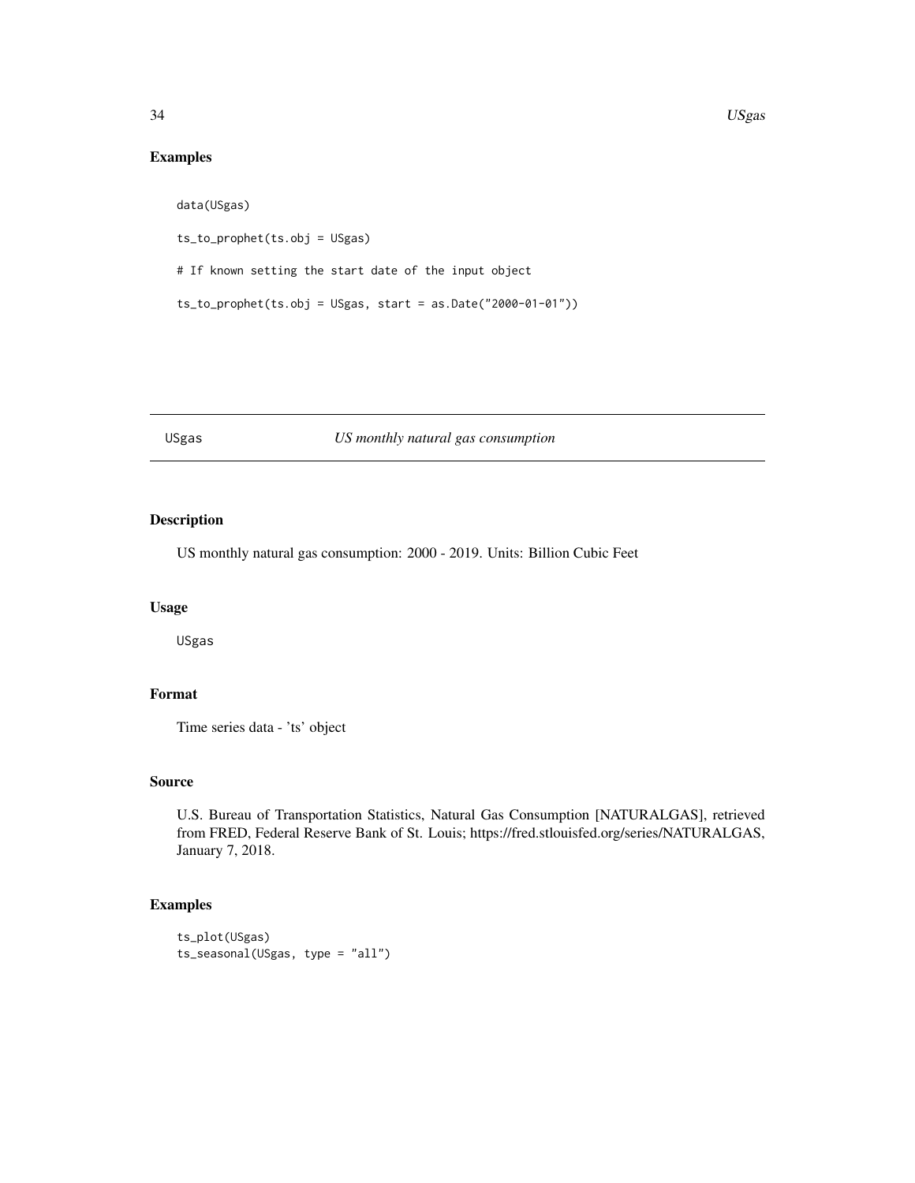## Examples

```
data(USgas)

ts_to_prophet(ts.obj = USgas)

# If known setting the start date of the input object

ts_to_prophet(ts.obj = USgas, start = as.Date("2000-01-01"))
```

---

# USgas — *US monthly natural gas consumption*

## Description

US monthly natural gas consumption: 2000 - 2019. Units: Billion Cubic Feet

## Usage

```
USgas
```

## Format

Time series data - 'ts' object

## Source

U.S. Bureau of Transportation Statistics, Natural Gas Consumption [NATURALGAS], retrieved from FRED, Federal Reserve Bank of St. Louis; https://fred.stlouisfed.org/series/NATURALGAS, January 7, 2018.

## Examples

```
ts_plot(USgas)
ts_seasonal(USgas, type = "all")
```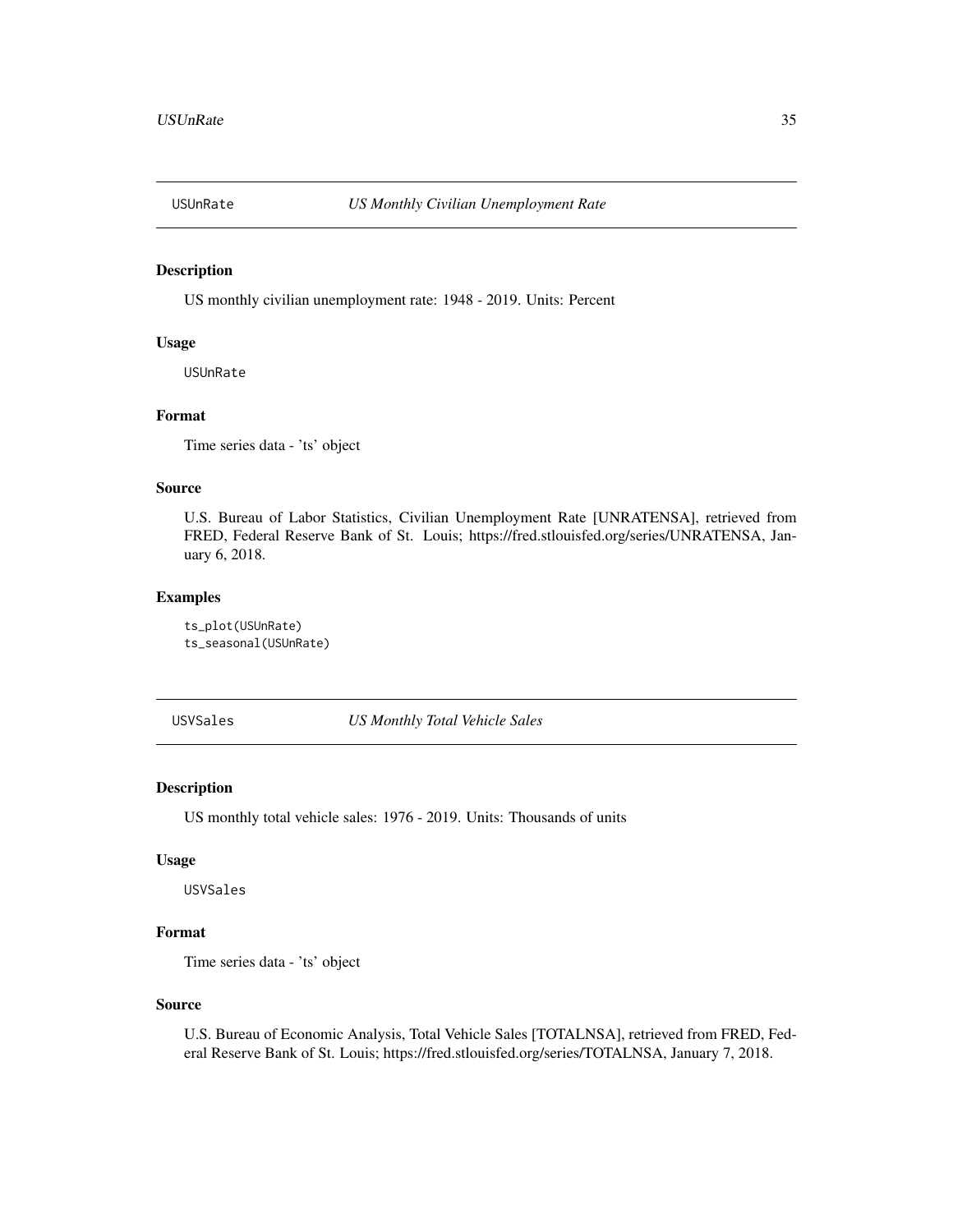## USUnRate *US Monthly Civilian Unemployment Rate*

### Description

US monthly civilian unemployment rate: 1948 - 2019. Units: Percent

### Usage

```
USUnRate
```

### Format

Time series data - 'ts' object

### Source

U.S. Bureau of Labor Statistics, Civilian Unemployment Rate [UNRATENSA], retrieved from FRED, Federal Reserve Bank of St. Louis; https://fred.stlouisfed.org/series/UNRATENSA, January 6, 2018.

### Examples

```
ts_plot(USUnRate)
ts_seasonal(USUnRate)
```

## USVSales *US Monthly Total Vehicle Sales*

### Description

US monthly total vehicle sales: 1976 - 2019. Units: Thousands of units

### Usage

```
USVSales
```

### Format

Time series data - 'ts' object

### Source

U.S. Bureau of Economic Analysis, Total Vehicle Sales [TOTALNSA], retrieved from FRED, Federal Reserve Bank of St. Louis; https://fred.stlouisfed.org/series/TOTALNSA, January 7, 2018.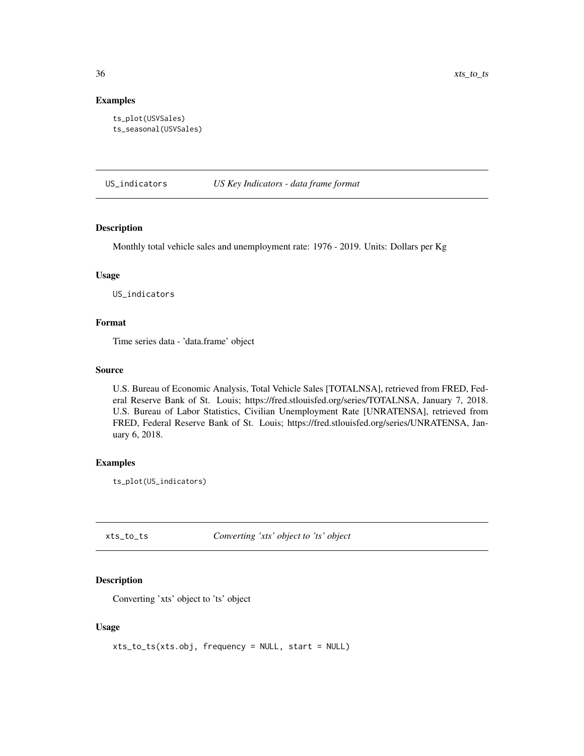### Examples

```
ts_plot(USVSales)
ts_seasonal(USVSales)
```

---

## US_indicators — *US Key Indicators - data frame format*

### Description

Monthly total vehicle sales and unemployment rate: 1976 - 2019. Units: Dollars per Kg

### Usage

```
US_indicators
```

### Format

Time series data - 'data.frame' object

### Source

U.S. Bureau of Economic Analysis, Total Vehicle Sales [TOTALNSA], retrieved from FRED, Federal Reserve Bank of St. Louis; https://fred.stlouisfed.org/series/TOTALNSA, January 7, 2018. U.S. Bureau of Labor Statistics, Civilian Unemployment Rate [UNRATENSA], retrieved from FRED, Federal Reserve Bank of St. Louis; https://fred.stlouisfed.org/series/UNRATENSA, January 6, 2018.

### Examples

```
ts_plot(US_indicators)
```

---

## xts_to_ts — *Converting 'xts' object to 'ts' object*

### Description

Converting 'xts' object to 'ts' object

### Usage

```
xts_to_ts(xts.obj, frequency = NULL, start = NULL)
```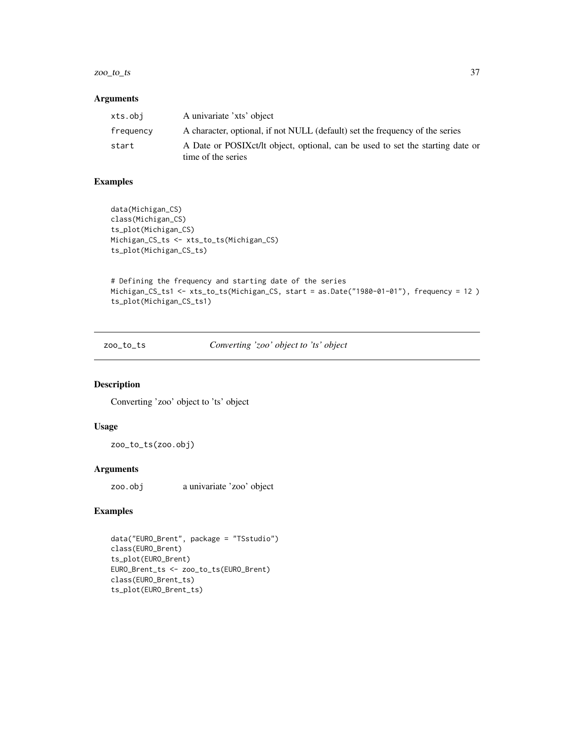### Arguments

| | |
|---|---|
| xts.obj | A univariate 'xts' object |
| frequency | A character, optional, if not NULL (default) set the frequency of the series |
| start | A Date or POSIXct/lt object, optional, can be used to set the starting date or time of the series |

### Examples

```
data(Michigan_CS)
class(Michigan_CS)
ts_plot(Michigan_CS)
Michigan_CS_ts <- xts_to_ts(Michigan_CS)
ts_plot(Michigan_CS_ts)


# Defining the frequency and starting date of the series
Michigan_CS_ts1 <- xts_to_ts(Michigan_CS, start = as.Date("1980-01-01"), frequency = 12 )
ts_plot(Michigan_CS_ts1)
```

---

## zoo_to_ts *Converting 'zoo' object to 'ts' object*

### Description

Converting 'zoo' object to 'ts' object

### Usage

```
zoo_to_ts(zoo.obj)
```

### Arguments

| | |
|---|---|
| zoo.obj | a univariate 'zoo' object |

### Examples

```
data("EURO_Brent", package = "TSstudio")
class(EURO_Brent)
ts_plot(EURO_Brent)
EURO_Brent_ts <- zoo_to_ts(EURO_Brent)
class(EURO_Brent_ts)
ts_plot(EURO_Brent_ts)
```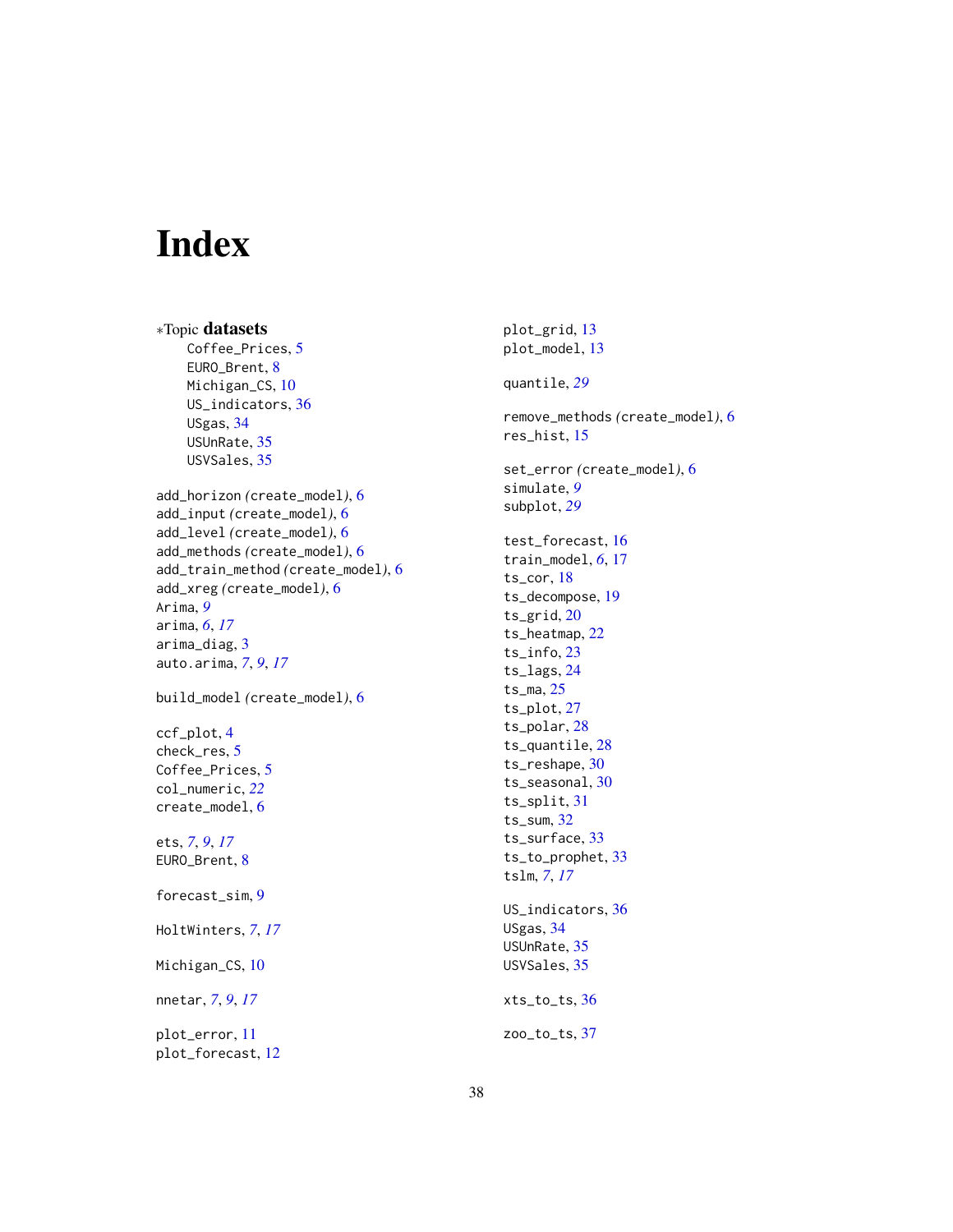# Index

∗Topic **datasets**

- Coffee_Prices, 5
- EURO_Brent, 8
- Michigan_CS, 10
- US_indicators, 36
- USgas, 34
- USUnRate, 35
- USVSales, 35

add_horizon *(create_model)*, 6
add_input *(create_model)*, 6
add_level *(create_model)*, 6
add_methods *(create_model)*, 6
add_train_method *(create_model)*, 6
add_xreg *(create_model)*, 6
Arima, *9*
arima, *6*, *17*
arima_diag, 3
auto.arima, *7*, *9*, *17*

build_model *(create_model)*, 6

ccf_plot, 4
check_res, 5
Coffee_Prices, 5
col_numeric, *22*
create_model, 6

ets, *7*, *9*, *17*
EURO_Brent, 8

forecast_sim, 9

HoltWinters, *7*, *17*

Michigan_CS, 10

nnetar, *7*, *9*, *17*

plot_error, 11
plot_forecast, 12
plot_grid, 13
plot_model, 13

quantile, *29*

remove_methods *(create_model)*, 6
res_hist, 15

set_error *(create_model)*, 6
simulate, *9*
subplot, *29*

test_forecast, 16
train_model, *6*, 17
ts_cor, 18
ts_decompose, 19
ts_grid, 20
ts_heatmap, 22
ts_info, 23
ts_lags, 24
ts_ma, 25
ts_plot, 27
ts_polar, 28
ts_quantile, 28
ts_reshape, 30
ts_seasonal, 30
ts_split, 31
ts_sum, 32
ts_surface, 33
ts_to_prophet, 33
tslm, *7*, *17*

US_indicators, 36
USgas, 34
USUnRate, 35
USVSales, 35

xts_to_ts, 36

zoo_to_ts, 37